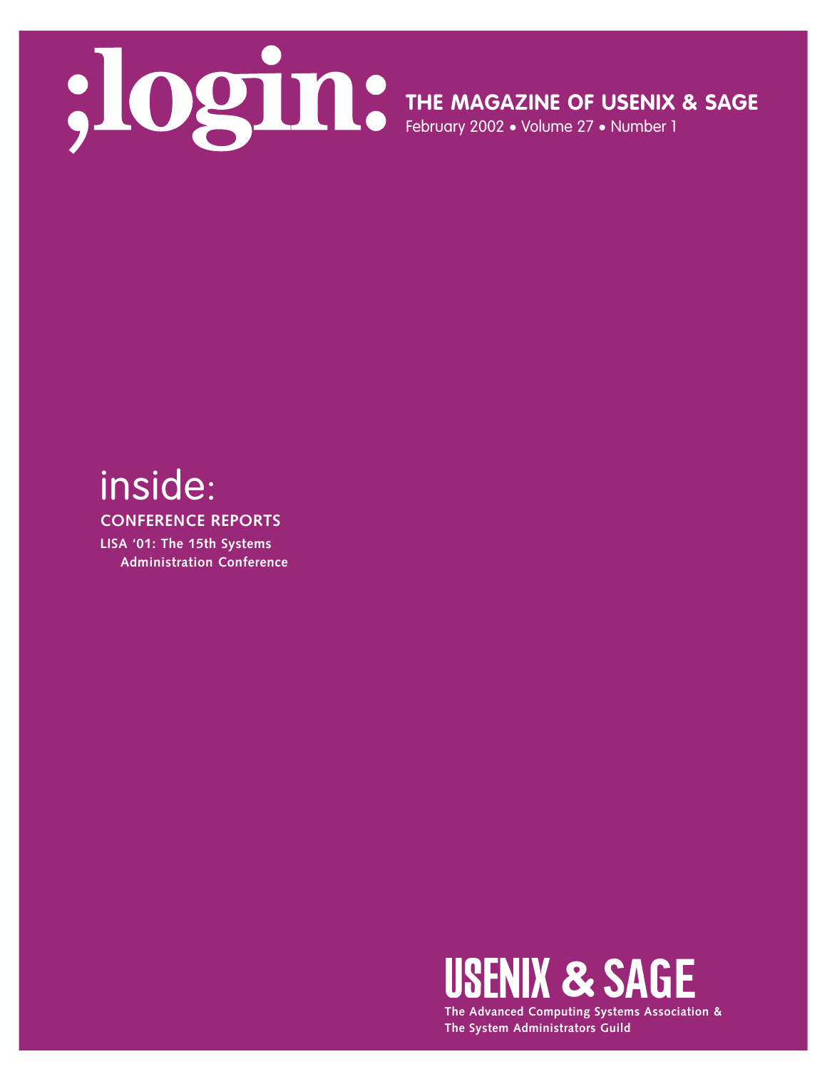# ;login:

**THE MAGAZINE OF USENIX & SAGE**

February 2002 • Volume 27 • Number 1

## inside:

**CONFERENCE REPORTS**

**LISA '01: The 15th Systems Administration Conference**

**USENIX & SAGE**

**The Advanced Computing Systems Association & The System Administrators Guild**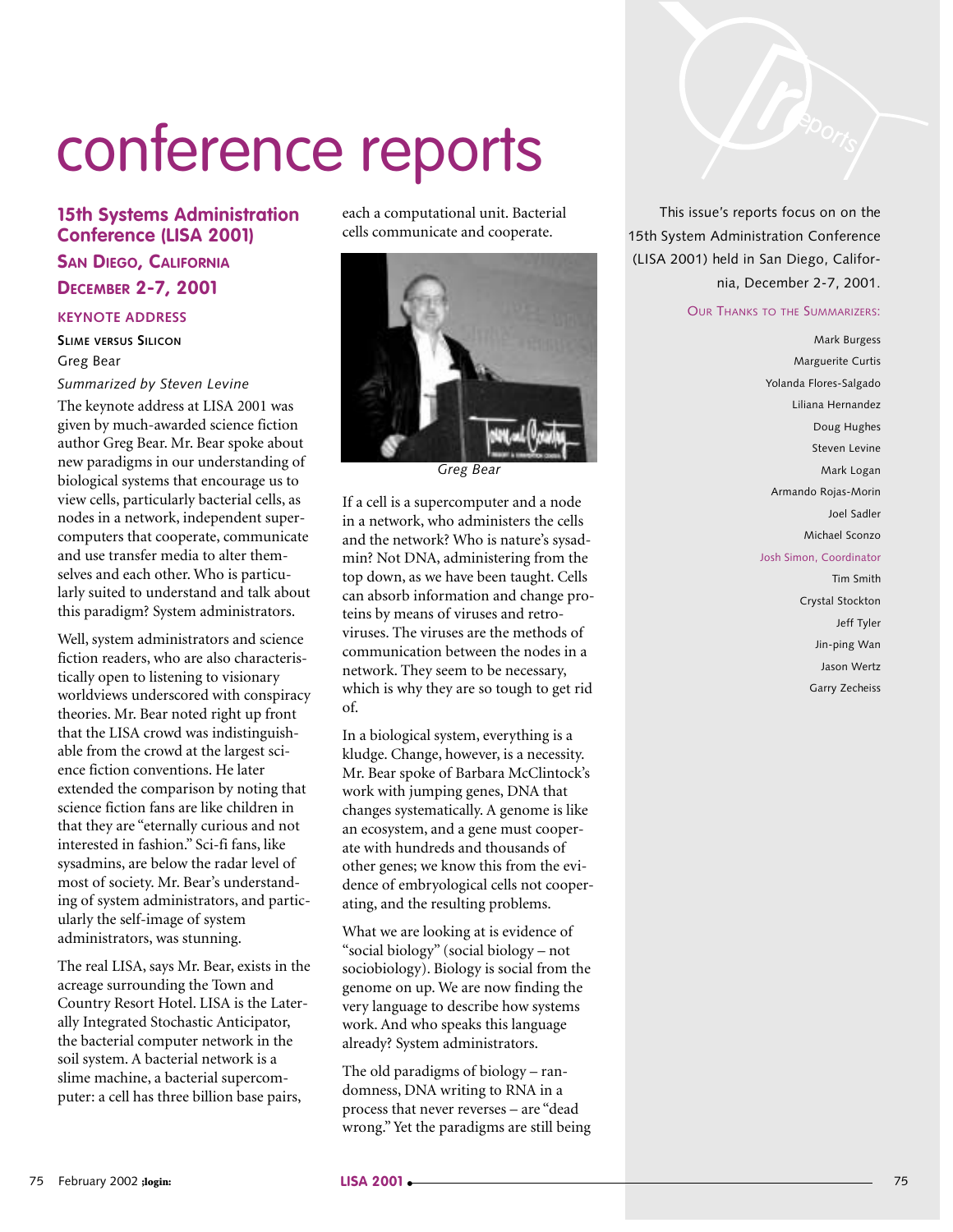# conference reports

This issue's reports focus on on the 15th System Administration Conference (LISA 2001) held in San Diego, California, December 2-7, 2001.

OUR THANKS TO THE SUMMARIZERS:

Mark Burgess
Marguerite Curtis
Yolanda Flores-Salgado
Liliana Hernandez
Doug Hughes
Steven Levine
Mark Logan
Armando Rojas-Morin
Joel Sadler
Michael Sconzo
Josh Simon, Coordinator
Tim Smith
Crystal Stockton
Jeff Tyler
Jin-ping Wan
Jason Wertz
Garry Zecheiss

## 15th Systems Administration Conference (LISA 2001)

### SAN DIEGO, CALIFORNIA

### DECEMBER 2-7, 2001

### KEYNOTE ADDRESS

**SLIME VERSUS SILICON**

Greg Bear

*Summarized by Steven Levine*

The keynote address at LISA 2001 was given by much-awarded science fiction author Greg Bear. Mr. Bear spoke about new paradigms in our understanding of biological systems that encourage us to view cells, particularly bacterial cells, as nodes in a network, independent supercomputers that cooperate, communicate and use transfer media to alter themselves and each other. Who is particularly suited to understand and talk about this paradigm? System administrators.

Well, system administrators and science fiction readers, who are also characteristically open to listening to visionary worldviews underscored with conspiracy theories. Mr. Bear noted right up front that the LISA crowd was indistinguishable from the crowd at the largest science fiction conventions. He later extended the comparison by noting that science fiction fans are like children in that they are "eternally curious and not interested in fashion." Sci-fi fans, like sysadmins, are below the radar level of most of society. Mr. Bear's understanding of system administrators, and particularly the self-image of system administrators, was stunning.

The real LISA, says Mr. Bear, exists in the acreage surrounding the Town and Country Resort Hotel. LISA is the Laterally Integrated Stochastic Anticipator, the bacterial computer network in the soil system. A bacterial network is a slime machine, a bacterial supercomputer: a cell has three billion base pairs, each a computational unit. Bacterial cells communicate and cooperate.

Greg Bear

If a cell is a supercomputer and a node in a network, who administers the cells and the network? Who is nature's sysadmin? Not DNA, administering from the top down, as we have been taught. Cells can absorb information and change proteins by means of viruses and retroviruses. The viruses are the methods of communication between the nodes in a network. They seem to be necessary, which is why they are so tough to get rid of.

In a biological system, everything is a kludge. Change, however, is a necessity. Mr. Bear spoke of Barbara McClintock's work with jumping genes, DNA that changes systematically. A genome is like an ecosystem, and a gene must cooperate with hundreds and thousands of other genes; we know this from the evidence of embryological cells not cooperating, and the resulting problems.

What we are looking at is evidence of "social biology" (social biology – not sociobiology). Biology is social from the genome on up. We are now finding the very language to describe how systems work. And who speaks this language already? System administrators.

The old paradigms of biology – randomness, DNA writing to RNA in a process that never reverses – are "dead wrong." Yet the paradigms are still being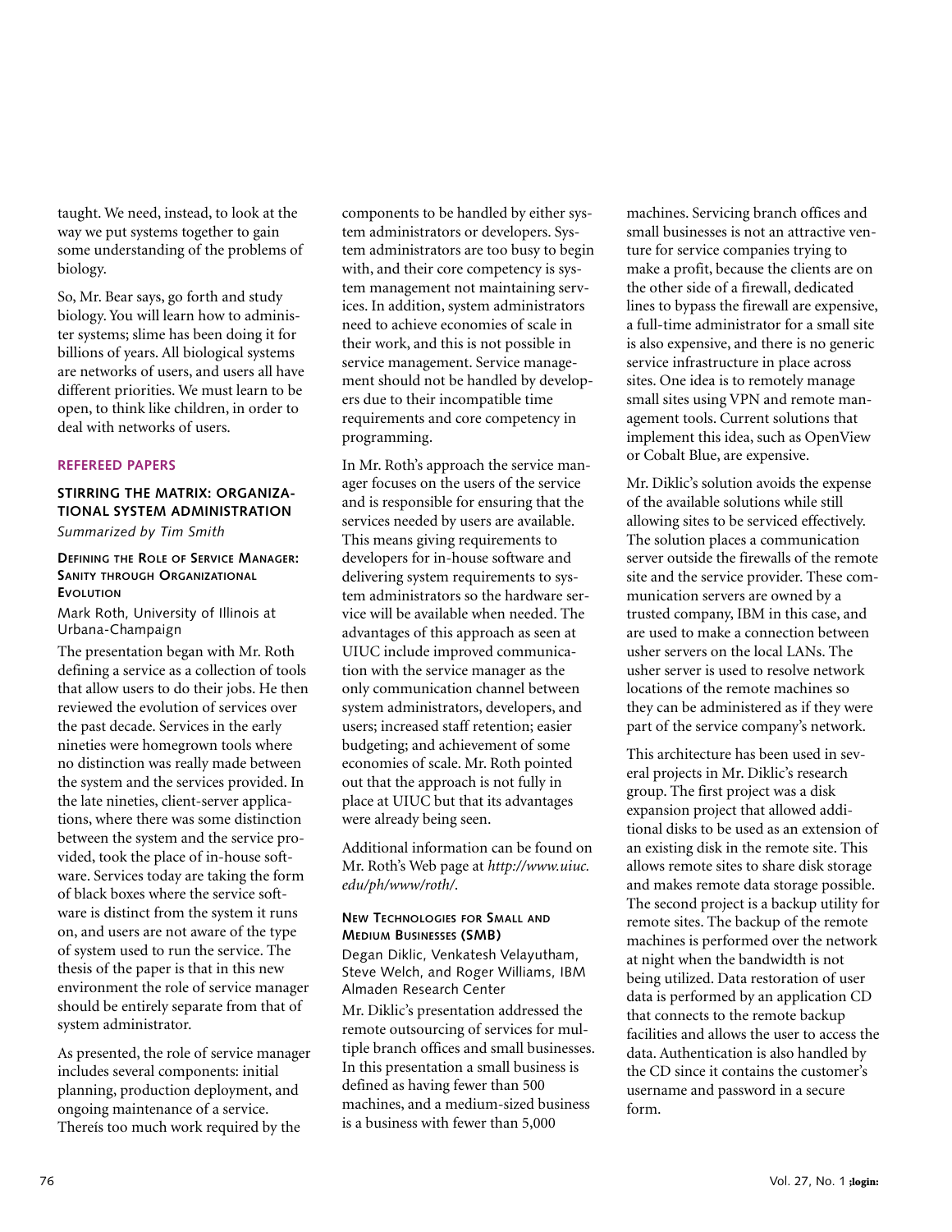taught. We need, instead, to look at the way we put systems together to gain some understanding of the problems of biology.

So, Mr. Bear says, go forth and study biology. You will learn how to administer systems; slime has been doing it for billions of years. All biological systems are networks of users, and users all have different priorities. We must learn to be open, to think like children, in order to deal with networks of users.

## REFEREED PAPERS

### STIRRING THE MATRIX: ORGANIZATIONAL SYSTEM ADMINISTRATION

*Summarized by Tim Smith*

#### DEFINING THE ROLE OF SERVICE MANAGER: SANITY THROUGH ORGANIZATIONAL EVOLUTION

Mark Roth, University of Illinois at Urbana-Champaign

The presentation began with Mr. Roth defining a service as a collection of tools that allow users to do their jobs. He then reviewed the evolution of services over the past decade. Services in the early nineties were homegrown tools where no distinction was really made between the system and the services provided. In the late nineties, client-server applications, where there was some distinction between the system and the service provided, took the place of in-house software. Services today are taking the form of black boxes where the service software is distinct from the system it runs on, and users are not aware of the type of system used to run the service. The thesis of the paper is that in this new environment the role of service manager should be entirely separate from that of system administrator.

As presented, the role of service manager includes several components: initial planning, production deployment, and ongoing maintenance of a service. Thereís too much work required by the components to be handled by either system administrators or developers. System administrators are too busy to begin with, and their core competency is system management not maintaining services. In addition, system administrators need to achieve economies of scale in their work, and this is not possible in service management. Service management should not be handled by developers due to their incompatible time requirements and core competency in programming.

In Mr. Roth's approach the service manager focuses on the users of the service and is responsible for ensuring that the services needed by users are available. This means giving requirements to developers for in-house software and delivering system requirements to system administrators so the hardware service will be available when needed. The advantages of this approach as seen at UIUC include improved communication with the service manager as the only communication channel between system administrators, developers, and users; increased staff retention; easier budgeting; and achievement of some economies of scale. Mr. Roth pointed out that the approach is not fully in place at UIUC but that its advantages were already being seen.

Additional information can be found on Mr. Roth's Web page at *http://www.uiuc.edu/ph/www/roth/*.

#### NEW TECHNOLOGIES FOR SMALL AND MEDIUM BUSINESSES (SMB)

Degan Diklic, Venkatesh Velayutham, Steve Welch, and Roger Williams, IBM Almaden Research Center

Mr. Diklic's presentation addressed the remote outsourcing of services for multiple branch offices and small businesses. In this presentation a small business is defined as having fewer than 500 machines, and a medium-sized business is a business with fewer than 5,000 machines. Servicing branch offices and small businesses is not an attractive venture for service companies trying to make a profit, because the clients are on the other side of a firewall, dedicated lines to bypass the firewall are expensive, a full-time administrator for a small site is also expensive, and there is no generic service infrastructure in place across sites. One idea is to remotely manage small sites using VPN and remote management tools. Current solutions that implement this idea, such as OpenView or Cobalt Blue, are expensive.

Mr. Diklic's solution avoids the expense of the available solutions while still allowing sites to be serviced effectively. The solution places a communication server outside the firewalls of the remote site and the service provider. These communication servers are owned by a trusted company, IBM in this case, and are used to make a connection between usher servers on the local LANs. The usher server is used to resolve network locations of the remote machines so they can be administered as if they were part of the service company's network.

This architecture has been used in several projects in Mr. Diklic's research group. The first project was a disk expansion project that allowed additional disks to be used as an extension of an existing disk in the remote site. This allows remote sites to share disk storage and makes remote data storage possible. The second project is a backup utility for remote sites. The backup of the remote machines is performed over the network at night when the bandwidth is not being utilized. Data restoration of user data is performed by an application CD that connects to the remote backup facilities and allows the user to access the data. Authentication is also handled by the CD since it contains the customer's username and password in a secure form.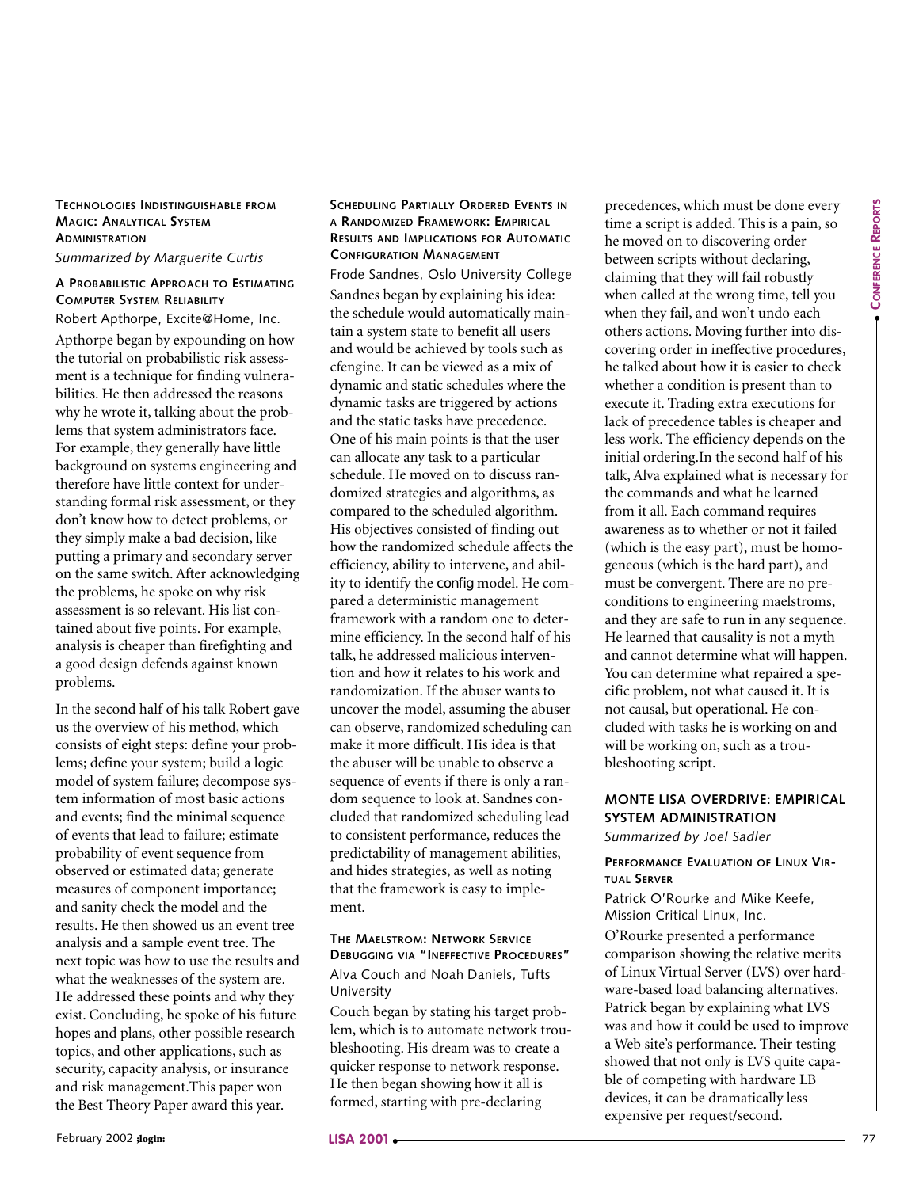### Technologies Indistinguishable from Magic: Analytical System Administration

*Summarized by Marguerite Curtis*

#### A Probabilistic Approach to Estimating Computer System Reliability

Robert Apthorpe, Excite@Home, Inc.

Apthorpe began by expounding on how the tutorial on probabilistic risk assessment is a technique for finding vulnerabilities. He then addressed the reasons why he wrote it, talking about the problems that system administrators face. For example, they generally have little background on systems engineering and therefore have little context for understanding formal risk assessment, or they don't know how to detect problems, or they simply make a bad decision, like putting a primary and secondary server on the same switch. After acknowledging the problems, he spoke on why risk assessment is so relevant. His list contained about five points. For example, analysis is cheaper than firefighting and a good design defends against known problems.

In the second half of his talk Robert gave us the overview of his method, which consists of eight steps: define your problems; define your system; build a logic model of system failure; decompose system information of most basic actions and events; find the minimal sequence of events that lead to failure; estimate probability of event sequence from observed or estimated data; generate measures of component importance; and sanity check the model and the results. He then showed us an event tree analysis and a sample event tree. The next topic was how to use the results and what the weaknesses of the system are. He addressed these points and why they exist. Concluding, he spoke of his future hopes and plans, other possible research topics, and other applications, such as security, capacity analysis, or insurance and risk management.This paper won the Best Theory Paper award this year.

#### Scheduling Partially Ordered Events in a Randomized Framework: Empirical Results and Implications for Automatic Configuration Management

Frode Sandnes, Oslo University College

Sandnes began by explaining his idea: the schedule would automatically maintain a system state to benefit all users and would be achieved by tools such as cfengine. It can be viewed as a mix of dynamic and static schedules where the dynamic tasks are triggered by actions and the static tasks have precedence. One of his main points is that the user can allocate any task to a particular schedule. He moved on to discuss randomized strategies and algorithms, as compared to the scheduled algorithm. His objectives consisted of finding out how the randomized schedule affects the efficiency, ability to intervene, and ability to identify the config model. He compared a deterministic management framework with a random one to determine efficiency. In the second half of his talk, he addressed malicious intervention and how it relates to his work and randomization. If the abuser wants to uncover the model, assuming the abuser can observe, randomized scheduling can make it more difficult. His idea is that the abuser will be unable to observe a sequence of events if there is only a random sequence to look at. Sandnes concluded that randomized scheduling lead to consistent performance, reduces the predictability of management abilities, and hides strategies, as well as noting that the framework is easy to implement.

#### The Maelstrom: Network Service Debugging via "Ineffective Procedures"

Alva Couch and Noah Daniels, Tufts University

Couch began by stating his target problem, which is to automate network troubleshooting. His dream was to create a quicker response to network response. He then began showing how it all is formed, starting with pre-declaring precedences, which must be done every time a script is added. This is a pain, so he moved on to discovering order between scripts without declaring, claiming that they will fail robustly when called at the wrong time, tell you when they fail, and won't undo each others actions. Moving further into discovering order in ineffective procedures, he talked about how it is easier to check whether a condition is present than to execute it. Trading extra executions for lack of precedence tables is cheaper and less work. The efficiency depends on the initial ordering.In the second half of his talk, Alva explained what is necessary for the commands and what he learned from it all. Each command requires awareness as to whether or not it failed (which is the easy part), must be homogeneous (which is the hard part), and must be convergent. There are no preconditions to engineering maelstroms, and they are safe to run in any sequence. He learned that causality is not a myth and cannot determine what will happen. You can determine what repaired a specific problem, not what caused it. It is not causal, but operational. He concluded with tasks he is working on and will be working on, such as a troubleshooting script.

### Monte LISA Overdrive: Empirical System Administration

*Summarized by Joel Sadler*

#### Performance Evaluation of Linux Virtual Server

Patrick O'Rourke and Mike Keefe, Mission Critical Linux, Inc.

O'Rourke presented a performance comparison showing the relative merits of Linux Virtual Server (LVS) over hardware-based load balancing alternatives. Patrick began by explaining what LVS was and how it could be used to improve a Web site's performance. Their testing showed that not only is LVS quite capable of competing with hardware LB devices, it can be dramatically less expensive per request/second.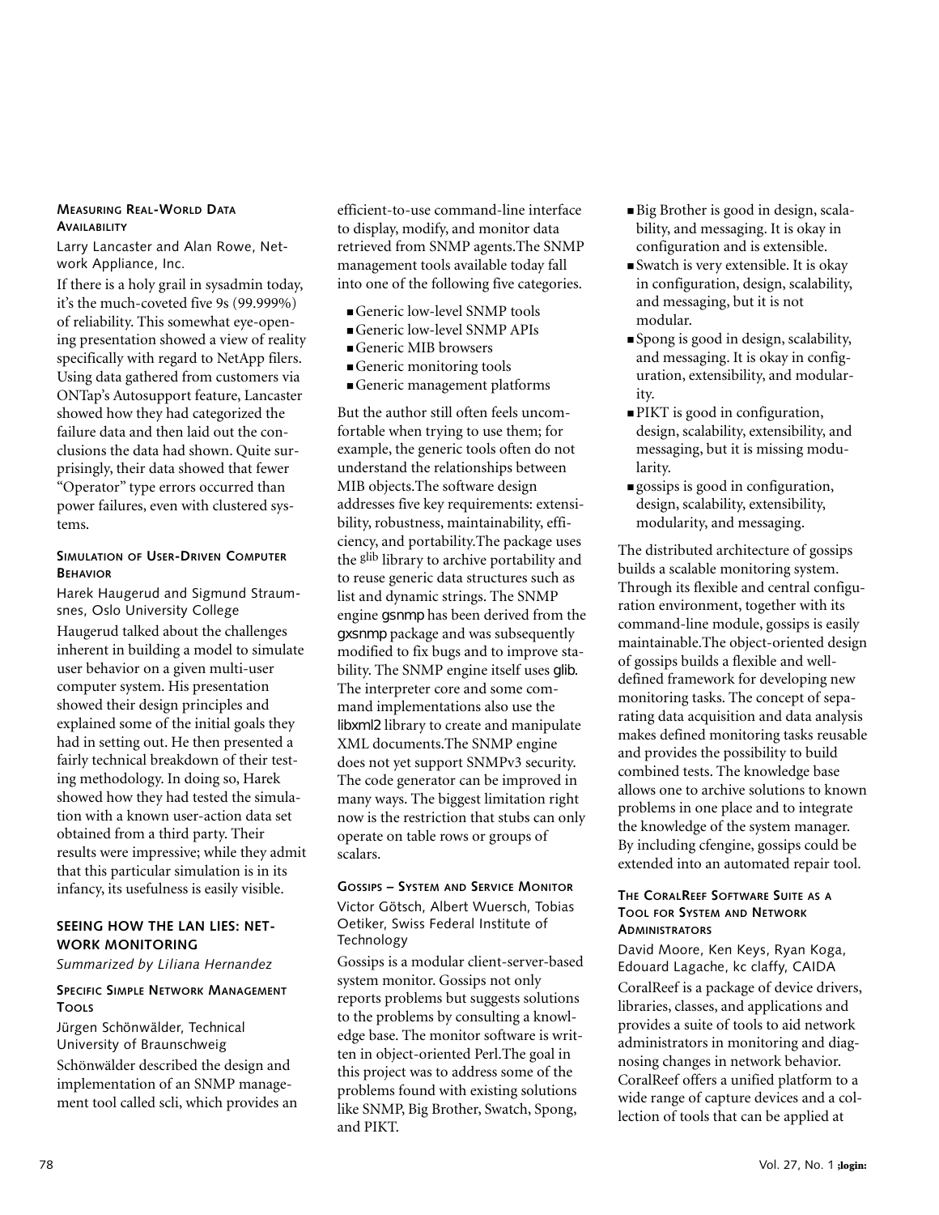### Measuring Real-World Data Availability

Larry Lancaster and Alan Rowe, Network Appliance, Inc.

If there is a holy grail in sysadmin today, it's the much-coveted five 9s (99.999%) of reliability. This somewhat eye-opening presentation showed a view of reality specifically with regard to NetApp filers. Using data gathered from customers via ONTap's Autosupport feature, Lancaster showed how they had categorized the failure data and then laid out the conclusions the data had shown. Quite surprisingly, their data showed that fewer "Operator" type errors occurred than power failures, even with clustered systems.

### Simulation of User-Driven Computer Behavior

Harek Haugerud and Sigmund Straumsnes, Oslo University College

Haugerud talked about the challenges inherent in building a model to simulate user behavior on a given multi-user computer system. His presentation showed their design principles and explained some of the initial goals they had in setting out. He then presented a fairly technical breakdown of their testing methodology. In doing so, Harek showed how they had tested the simulation with a known user-action data set obtained from a third party. Their results were impressive; while they admit that this particular simulation is in its infancy, its usefulness is easily visible.

## Seeing How the LAN Lies: Network Monitoring

*Summarized by Liliana Hernandez*

### Specific Simple Network Management Tools

Jürgen Schönwälder, Technical University of Braunschweig

Schönwälder described the design and implementation of an SNMP management tool called scli, which provides an efficient-to-use command-line interface to display, modify, and monitor data retrieved from SNMP agents.The SNMP management tools available today fall into one of the following five categories.

- Generic low-level SNMP tools
- Generic low-level SNMP APIs
- Generic MIB browsers
- Generic monitoring tools
- Generic management platforms

But the author still often feels uncomfortable when trying to use them; for example, the generic tools often do not understand the relationships between MIB objects.The software design addresses five key requirements: extensibility, robustness, maintainability, efficiency, and portability.The package uses the glib library to archive portability and to reuse generic data structures such as list and dynamic strings. The SNMP engine gsnmp has been derived from the gxsnmp package and was subsequently modified to fix bugs and to improve stability. The SNMP engine itself uses glib. The interpreter core and some command implementations also use the libxml2 library to create and manipulate XML documents.The SNMP engine does not yet support SNMPv3 security. The code generator can be improved in many ways. The biggest limitation right now is the restriction that stubs can only operate on table rows or groups of scalars.

### Gossips – System and Service Monitor

Victor Götsch, Albert Wuersch, Tobias Oetiker, Swiss Federal Institute of Technology

Gossips is a modular client-server-based system monitor. Gossips not only reports problems but suggests solutions to the problems by consulting a knowledge base. The monitor software is written in object-oriented Perl.The goal in this project was to address some of the problems found with existing solutions like SNMP, Big Brother, Swatch, Spong, and PIKT.

- Big Brother is good in design, scalability, and messaging. It is okay in configuration and is extensible.
- Swatch is very extensible. It is okay in configuration, design, scalability, and messaging, but it is not modular.
- Spong is good in design, scalability, and messaging. It is okay in configuration, extensibility, and modularity.
- PIKT is good in configuration, design, scalability, extensibility, and messaging, but it is missing modularity.
- gossips is good in configuration, design, scalability, extensibility, modularity, and messaging.

The distributed architecture of gossips builds a scalable monitoring system. Through its flexible and central configuration environment, together with its command-line module, gossips is easily maintainable.The object-oriented design of gossips builds a flexible and well-defined framework for developing new monitoring tasks. The concept of separating data acquisition and data analysis makes defined monitoring tasks reusable and provides the possibility to build combined tests. The knowledge base allows one to archive solutions to known problems in one place and to integrate the knowledge of the system manager. By including cfengine, gossips could be extended into an automated repair tool.

### The CoralReef Software Suite as a Tool for System and Network Administrators

David Moore, Ken Keys, Ryan Koga, Edouard Lagache, kc claffy, CAIDA

CoralReef is a package of device drivers, libraries, classes, and applications and provides a suite of tools to aid network administrators in monitoring and diagnosing changes in network behavior. CoralReef offers a unified platform to a wide range of capture devices and a collection of tools that can be applied at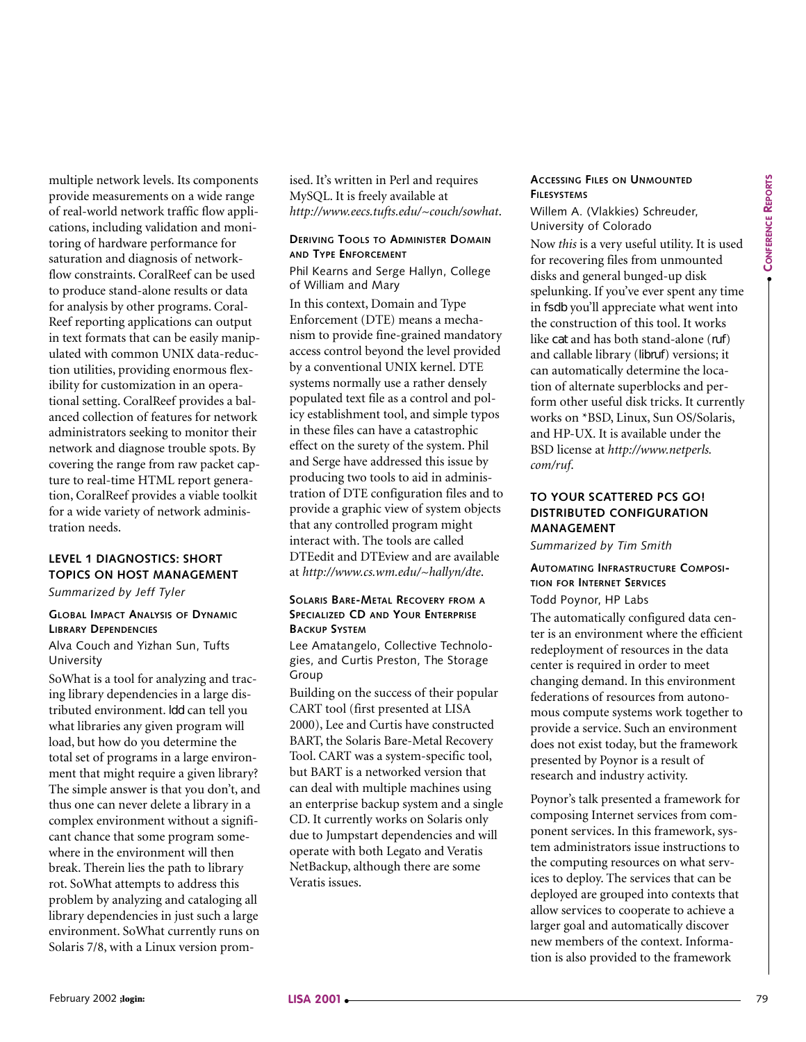multiple network levels. Its components provide measurements on a wide range of real-world network traffic flow applications, including validation and monitoring of hardware performance for saturation and diagnosis of network-flow constraints. CoralReef can be used to produce stand-alone results or data for analysis by other programs. CoralReef reporting applications can output in text formats that can be easily manipulated with common UNIX data-reduction utilities, providing enormous flexibility for customization in an operational setting. CoralReef provides a balanced collection of features for network administrators seeking to monitor their network and diagnose trouble spots. By covering the range from raw packet capture to real-time HTML report generation, CoralReef provides a viable toolkit for a wide variety of network administration needs.

## LEVEL 1 DIAGNOSTICS: SHORT TOPICS ON HOST MANAGEMENT

*Summarized by Jeff Tyler*

### GLOBAL IMPACT ANALYSIS OF DYNAMIC LIBRARY DEPENDENCIES

Alva Couch and Yizhan Sun, Tufts University

SoWhat is a tool for analyzing and tracing library dependencies in a large distributed environment. ldd can tell you what libraries any given program will load, but how do you determine the total set of programs in a large environment that might require a given library? The simple answer is that you don't, and thus one can never delete a library in a complex environment without a significant chance that some program somewhere in the environment will then break. Therein lies the path to library rot. SoWhat attempts to address this problem by analyzing and cataloging all library dependencies in just such a large environment. SoWhat currently runs on Solaris 7/8, with a Linux version promised. It's written in Perl and requires MySQL. It is freely available at *http://www.eecs.tufts.edu/~couch/sowhat*.

### DERIVING TOOLS TO ADMINISTER DOMAIN AND TYPE ENFORCEMENT

Phil Kearns and Serge Hallyn, College of William and Mary

In this context, Domain and Type Enforcement (DTE) means a mechanism to provide fine-grained mandatory access control beyond the level provided by a conventional UNIX kernel. DTE systems normally use a rather densely populated text file as a control and policy establishment tool, and simple typos in these files can have a catastrophic effect on the surety of the system. Phil and Serge have addressed this issue by producing two tools to aid in administration of DTE configuration files and to provide a graphic view of system objects that any controlled program might interact with. The tools are called DTEedit and DTEview and are available at *http://www.cs.wm.edu/~hallyn/dte*.

### SOLARIS BARE-METAL RECOVERY FROM A SPECIALIZED CD AND YOUR ENTERPRISE BACKUP SYSTEM

Lee Amatangelo, Collective Technologies, and Curtis Preston, The Storage Group

Building on the success of their popular CART tool (first presented at LISA 2000), Lee and Curtis have constructed BART, the Solaris Bare-Metal Recovery Tool. CART was a system-specific tool, but BART is a networked version that can deal with multiple machines using an enterprise backup system and a single CD. It currently works on Solaris only due to Jumpstart dependencies and will operate with both Legato and Veratis NetBackup, although there are some Veratis issues.

### ACCESSING FILES ON UNMOUNTED FILESYSTEMS

Willem A. (Vlakkies) Schreuder, University of Colorado

Now *this* is a very useful utility. It is used for recovering files from unmounted disks and general bunged-up disk spelunking. If you've ever spent any time in fsdb you'll appreciate what went into the construction of this tool. It works like cat and has both stand-alone (ruf) and callable library (libruf) versions; it can automatically determine the location of alternate superblocks and perform other useful disk tricks. It currently works on *BSD, Linux, Sun OS/Solaris, and HP-UX. It is available under the BSD license at *http://www.netperls.com/ruf*.

## TO YOUR SCATTERED PCS GO! DISTRIBUTED CONFIGURATION MANAGEMENT

*Summarized by Tim Smith*

### AUTOMATING INFRASTRUCTURE COMPOSITION FOR INTERNET SERVICES

Todd Poynor, HP Labs

The automatically configured data center is an environment where the efficient redeployment of resources in the data center is required in order to meet changing demand. In this environment federations of resources from autonomous compute systems work together to provide a service. Such an environment does not exist today, but the framework presented by Poynor is a result of research and industry activity.

Poynor's talk presented a framework for composing Internet services from component services. In this framework, system administrators issue instructions to the computing resources on what services to deploy. The services that can be deployed are grouped into contexts that allow services to cooperate to achieve a larger goal and automatically discover new members of the context. Information is also provided to the framework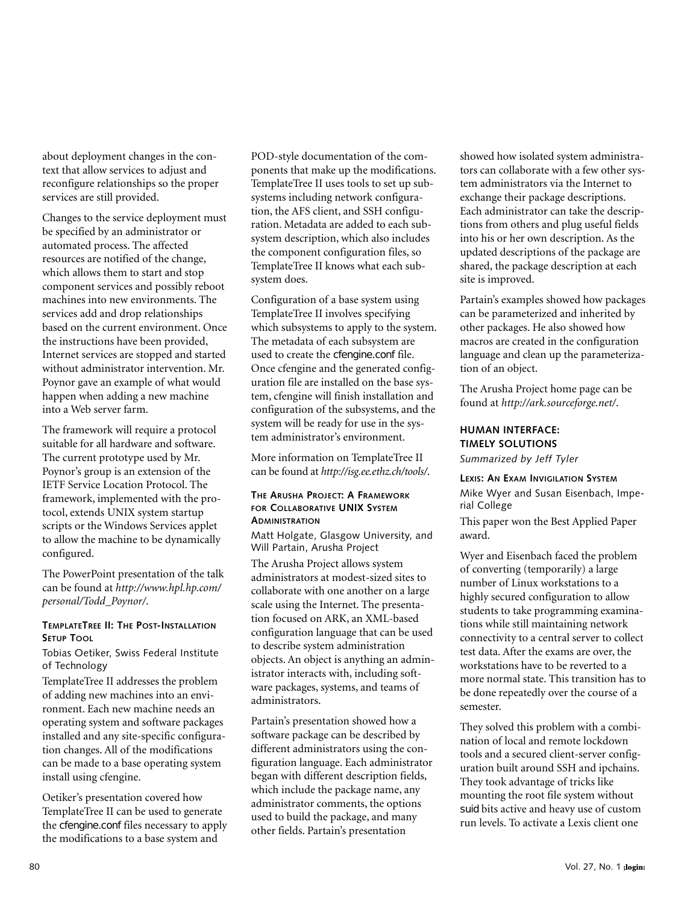about deployment changes in the context that allow services to adjust and reconfigure relationships so the proper services are still provided.

Changes to the service deployment must be specified by an administrator or automated process. The affected resources are notified of the change, which allows them to start and stop component services and possibly reboot machines into new environments. The services add and drop relationships based on the current environment. Once the instructions have been provided, Internet services are stopped and started without administrator intervention. Mr. Poynor gave an example of what would happen when adding a new machine into a Web server farm.

The framework will require a protocol suitable for all hardware and software. The current prototype used by Mr. Poynor's group is an extension of the IETF Service Location Protocol. The framework, implemented with the protocol, extends UNIX system startup scripts or the Windows Services applet to allow the machine to be dynamically configured.

The PowerPoint presentation of the talk can be found at *http://www.hpl.hp.com/personal/Todd_Poynor/*.

#### TemplateTree II: The Post-Installation Setup Tool

Tobias Oetiker, Swiss Federal Institute of Technology

TemplateTree II addresses the problem of adding new machines into an environment. Each new machine needs an operating system and software packages installed and any site-specific configuration changes. All of the modifications can be made to a base operating system install using cfengine.

Oetiker's presentation covered how TemplateTree II can be used to generate the `cfengine.conf` files necessary to apply the modifications to a base system and POD-style documentation of the components that make up the modifications. TemplateTree II uses tools to set up subsystems including network configuration, the AFS client, and SSH configuration. Metadata are added to each subsystem description, which also includes the component configuration files, so TemplateTree II knows what each subsystem does.

Configuration of a base system using TemplateTree II involves specifying which subsystems to apply to the system. The metadata of each subsystem are used to create the `cfengine.conf` file. Once cfengine and the generated configuration file are installed on the base system, cfengine will finish installation and configuration of the subsystems, and the system will be ready for use in the system administrator's environment.

More information on TemplateTree II can be found at *http://isg.ee.ethz.ch/tools/*.

#### The Arusha Project: A Framework for Collaborative UNIX System Administration

Matt Holgate, Glasgow University, and Will Partain, Arusha Project

The Arusha Project allows system administrators at modest-sized sites to collaborate with one another on a large scale using the Internet. The presentation focused on ARK, an XML-based configuration language that can be used to describe system administration objects. An object is anything an administrator interacts with, including software packages, systems, and teams of administrators.

Partain's presentation showed how a software package can be described by different administrators using the configuration language. Each administrator began with different description fields, which include the package name, any administrator comments, the options used to build the package, and many other fields. Partain's presentation showed how isolated system administrators can collaborate with a few other system administrators via the Internet to exchange their package descriptions. Each administrator can take the descriptions from others and plug useful fields into his or her own description. As the updated descriptions of the package are shared, the package description at each site is improved.

Partain's examples showed how packages can be parameterized and inherited by other packages. He also showed how macros are created in the configuration language and clean up the parameterization of an object.

The Arusha Project home page can be found at *http://ark.sourceforge.net/*.

### HUMAN INTERFACE: TIMELY SOLUTIONS

*Summarized by Jeff Tyler*

#### Lexis: An Exam Invigilation System

Mike Wyer and Susan Eisenbach, Imperial College

This paper won the Best Applied Paper award.

Wyer and Eisenbach faced the problem of converting (temporarily) a large number of Linux workstations to a highly secured configuration to allow students to take programming examinations while still maintaining network connectivity to a central server to collect test data. After the exams are over, the workstations have to be reverted to a more normal state. This transition has to be done repeatedly over the course of a semester.

They solved this problem with a combination of local and remote lockdown tools and a secured client-server configuration built around SSH and ipchains. They took advantage of tricks like mounting the root file system without `suid` bits active and heavy use of custom run levels. To activate a Lexis client one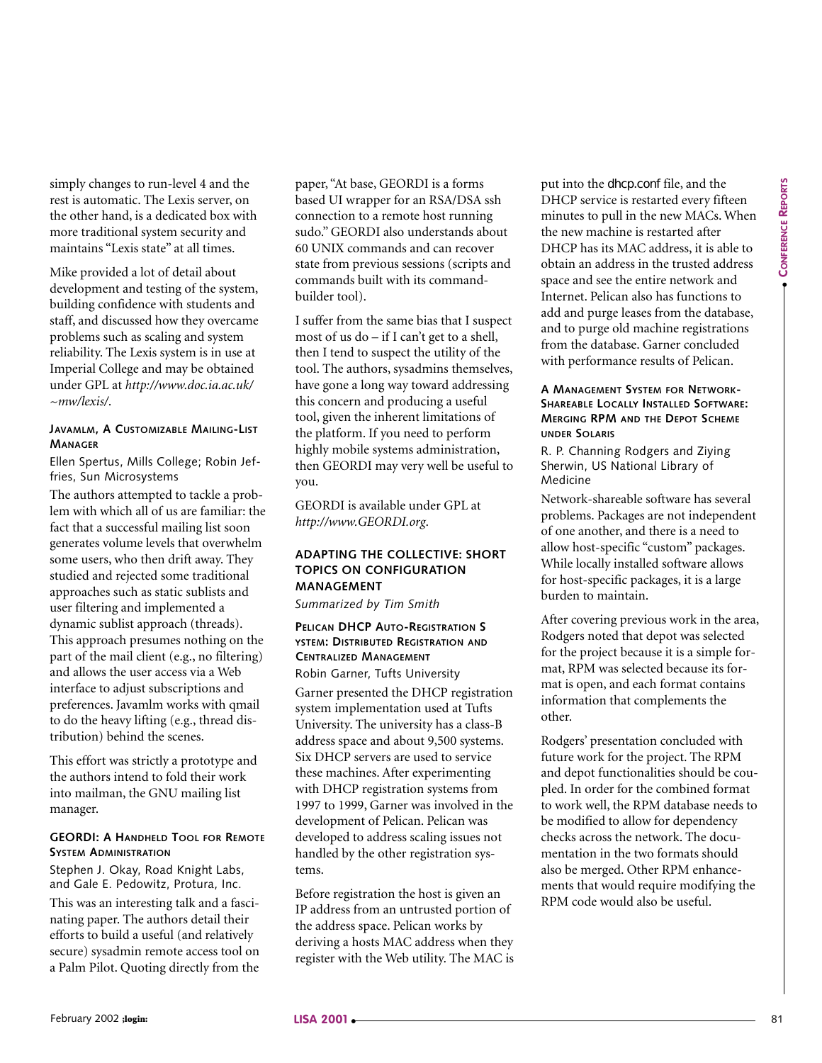simply changes to run-level 4 and the rest is automatic. The Lexis server, on the other hand, is a dedicated box with more traditional system security and maintains "Lexis state" at all times.

Mike provided a lot of detail about development and testing of the system, building confidence with students and staff, and discussed how they overcame problems such as scaling and system reliability. The Lexis system is in use at Imperial College and may be obtained under GPL at *http://www.doc.ia.ac.uk/~mw/lexis/*.

#### JAVAMLM, A CUSTOMIZABLE MAILING-LIST MANAGER

Ellen Spertus, Mills College; Robin Jeffries, Sun Microsystems

The authors attempted to tackle a problem with which all of us are familiar: the fact that a successful mailing list soon generates volume levels that overwhelm some users, who then drift away. They studied and rejected some traditional approaches such as static sublists and user filtering and implemented a dynamic sublist approach (threads). This approach presumes nothing on the part of the mail client (e.g., no filtering) and allows the user access via a Web interface to adjust subscriptions and preferences. Javamlm works with qmail to do the heavy lifting (e.g., thread distribution) behind the scenes.

This effort was strictly a prototype and the authors intend to fold their work into mailman, the GNU mailing list manager.

#### GEORDI: A HANDHELD TOOL FOR REMOTE SYSTEM ADMINISTRATION

Stephen J. Okay, Road Knight Labs, and Gale E. Pedowitz, Protura, Inc.

This was an interesting talk and a fascinating paper. The authors detail their efforts to build a useful (and relatively secure) sysadmin remote access tool on a Palm Pilot. Quoting directly from the paper, "At base, GEORDI is a forms based UI wrapper for an RSA/DSA ssh connection to a remote host running sudo." GEORDI also understands about 60 UNIX commands and can recover state from previous sessions (scripts and commands built with its command-builder tool).

I suffer from the same bias that I suspect most of us do – if I can't get to a shell, then I tend to suspect the utility of the tool. The authors, sysadmins themselves, have gone a long way toward addressing this concern and producing a useful tool, given the inherent limitations of the platform. If you need to perform highly mobile systems administration, then GEORDI may very well be useful to you.

GEORDI is available under GPL at *http://www.GEORDI.org*.

## ADAPTING THE COLLECTIVE: SHORT TOPICS ON CONFIGURATION MANAGEMENT

*Summarized by Tim Smith*

#### PELICAN DHCP AUTO-REGISTRATION SYSTEM: DISTRIBUTED REGISTRATION AND CENTRALIZED MANAGEMENT

Robin Garner, Tufts University

Garner presented the DHCP registration system implementation used at Tufts University. The university has a class-B address space and about 9,500 systems. Six DHCP servers are used to service these machines. After experimenting with DHCP registration systems from 1997 to 1999, Garner was involved in the development of Pelican. Pelican was developed to address scaling issues not handled by the other registration systems.

Before registration the host is given an IP address from an untrusted portion of the address space. Pelican works by deriving a hosts MAC address when they register with the Web utility. The MAC is put into the dhcp.conf file, and the DHCP service is restarted every fifteen minutes to pull in the new MACs. When the new machine is restarted after DHCP has its MAC address, it is able to obtain an address in the trusted address space and see the entire network and Internet. Pelican also has functions to add and purge leases from the database, and to purge old machine registrations from the database. Garner concluded with performance results of Pelican.

#### A MANAGEMENT SYSTEM FOR NETWORK-SHAREABLE LOCALLY INSTALLED SOFTWARE: MERGING RPM AND THE DEPOT SCHEME UNDER SOLARIS

R. P. Channing Rodgers and Ziying Sherwin, US National Library of Medicine

Network-shareable software has several problems. Packages are not independent of one another, and there is a need to allow host-specific "custom" packages. While locally installed software allows for host-specific packages, it is a large burden to maintain.

After covering previous work in the area, Rodgers noted that depot was selected for the project because it is a simple format, RPM was selected because its format is open, and each format contains information that complements the other.

Rodgers' presentation concluded with future work for the project. The RPM and depot functionalities should be coupled. In order for the combined format to work well, the RPM database needs to be modified to allow for dependency checks across the network. The documentation in the two formats should also be merged. Other RPM enhancements that would require modifying the RPM code would also be useful.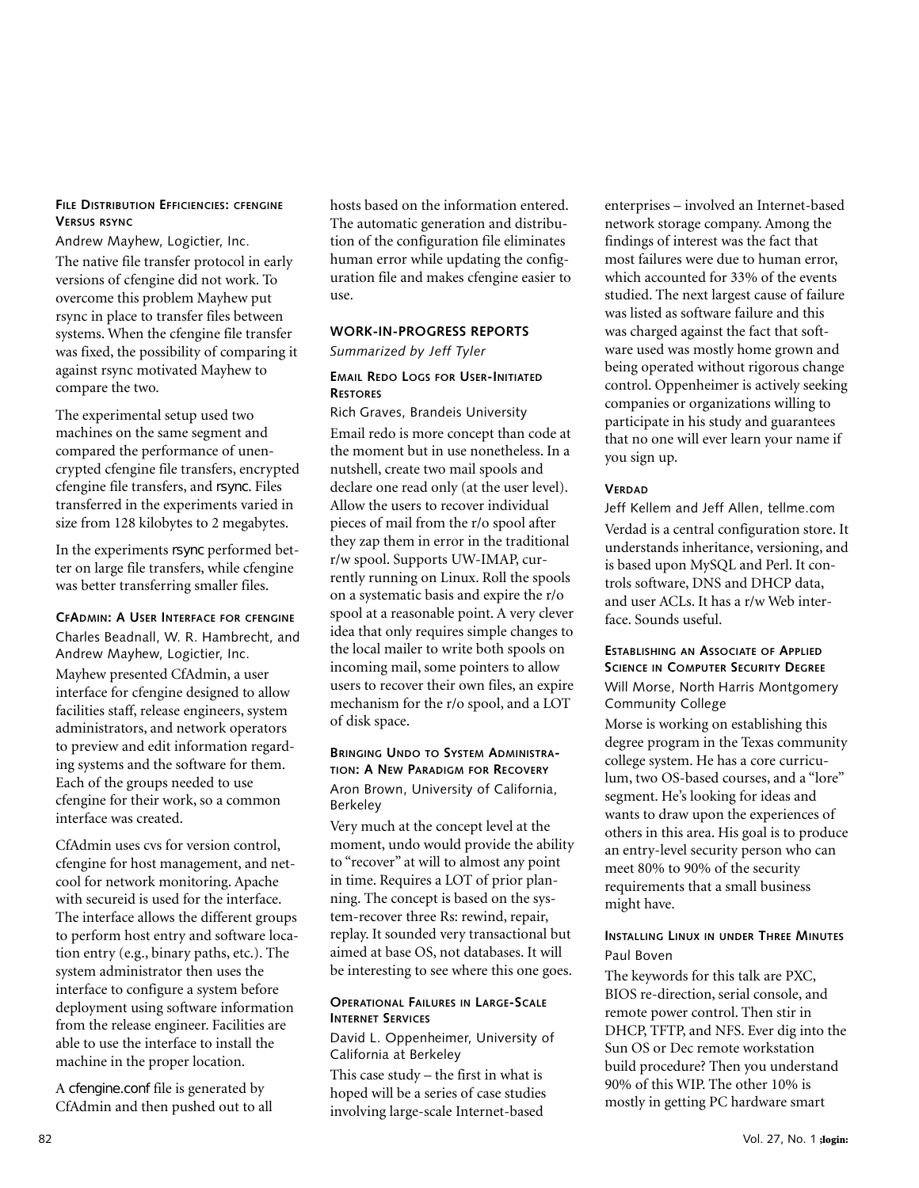#### File Distribution Efficiencies: cfengine Versus rsync

Andrew Mayhew, Logictier, Inc.

The native file transfer protocol in early versions of cfengine did not work. To overcome this problem Mayhew put rsync in place to transfer files between systems. When the cfengine file transfer was fixed, the possibility of comparing it against rsync motivated Mayhew to compare the two.

The experimental setup used two machines on the same segment and compared the performance of unencrypted cfengine file transfers, encrypted cfengine file transfers, and rsync. Files transferred in the experiments varied in size from 128 kilobytes to 2 megabytes.

In the experiments rsync performed better on large file transfers, while cfengine was better transferring smaller files.

#### CfAdmin: A User Interface for cfengine

Charles Beadnall, W. R. Hambrecht, and Andrew Mayhew, Logictier, Inc.

Mayhew presented CfAdmin, a user interface for cfengine designed to allow facilities staff, release engineers, system administrators, and network operators to preview and edit information regarding systems and the software for them. Each of the groups needed to use cfengine for their work, so a common interface was created.

CfAdmin uses cvs for version control, cfengine for host management, and netcool for network monitoring. Apache with secureid is used for the interface. The interface allows the different groups to perform host entry and software location entry (e.g., binary paths, etc.). The system administrator then uses the interface to configure a system before deployment using software information from the release engineer. Facilities are able to use the interface to install the machine in the proper location.

A cfengine.conf file is generated by CfAdmin and then pushed out to all hosts based on the information entered. The automatic generation and distribution of the configuration file eliminates human error while updating the configuration file and makes cfengine easier to use.

### WORK-IN-PROGRESS REPORTS

*Summarized by Jeff Tyler*

#### Email Redo Logs for User-Initiated Restores

Rich Graves, Brandeis University

Email redo is more concept than code at the moment but in use nonetheless. In a nutshell, create two mail spools and declare one read only (at the user level). Allow the users to recover individual pieces of mail from the r/o spool after they zap them in error in the traditional r/w spool. Supports UW-IMAP, currently running on Linux. Roll the spools on a systematic basis and expire the r/o spool at a reasonable point. A very clever idea that only requires simple changes to the local mailer to write both spools on incoming mail, some pointers to allow users to recover their own files, an expire mechanism for the r/o spool, and a LOT of disk space.

#### Bringing Undo to System Administration: A New Paradigm for Recovery

Aron Brown, University of California, Berkeley

Very much at the concept level at the moment, undo would provide the ability to "recover" at will to almost any point in time. Requires a LOT of prior planning. The concept is based on the system-recover three Rs: rewind, repair, replay. It sounded very transactional but aimed at base OS, not databases. It will be interesting to see where this one goes.

#### Operational Failures in Large-Scale Internet Services

David L. Oppenheimer, University of California at Berkeley

This case study – the first in what is hoped will be a series of case studies involving large-scale Internet-based enterprises – involved an Internet-based network storage company. Among the findings of interest was the fact that most failures were due to human error, which accounted for 33% of the events studied. The next largest cause of failure was listed as software failure and this was charged against the fact that software used was mostly home grown and being operated without rigorous change control. Oppenheimer is actively seeking companies or organizations willing to participate in his study and guarantees that no one will ever learn your name if you sign up.

#### Verdad

Jeff Kellem and Jeff Allen, tellme.com

Verdad is a central configuration store. It understands inheritance, versioning, and is based upon MySQL and Perl. It controls software, DNS and DHCP data, and user ACLs. It has a r/w Web interface. Sounds useful.

#### Establishing an Associate of Applied Science in Computer Security Degree

Will Morse, North Harris Montgomery Community College

Morse is working on establishing this degree program in the Texas community college system. He has a core curriculum, two OS-based courses, and a "lore" segment. He's looking for ideas and wants to draw upon the experiences of others in this area. His goal is to produce an entry-level security person who can meet 80% to 90% of the security requirements that a small business might have.

#### Installing Linux in under Three Minutes

Paul Boven

The keywords for this talk are PXC, BIOS re-direction, serial console, and remote power control. Then stir in DHCP, TFTP, and NFS. Ever dig into the Sun OS or Dec remote workstation build procedure? Then you understand 90% of this WIP. The other 10% is mostly in getting PC hardware smart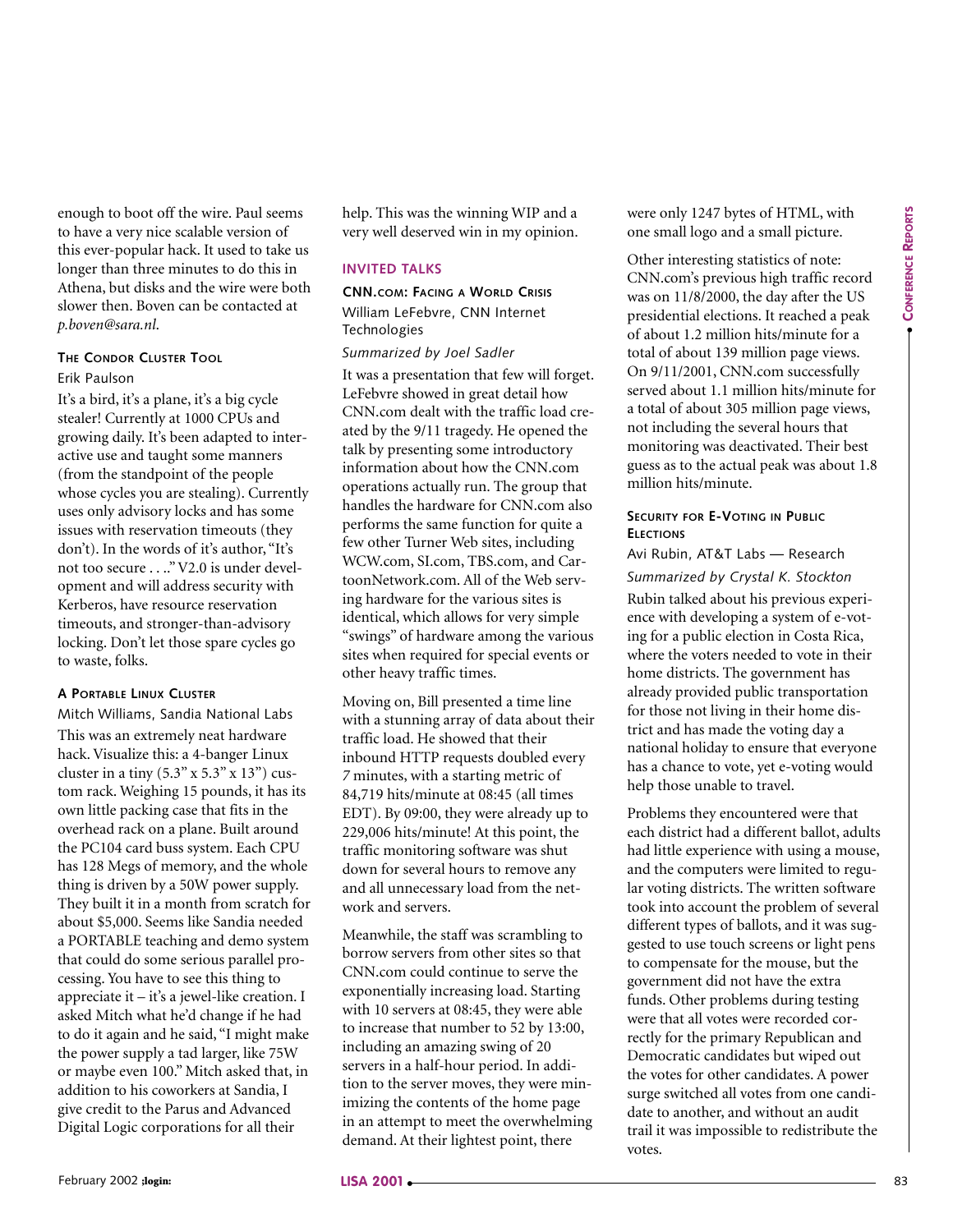enough to boot off the wire. Paul seems to have a very nice scalable version of this ever-popular hack. It used to take us longer than three minutes to do this in Athena, but disks and the wire were both slower then. Boven can be contacted at *p.boven@sara.nl*.

#### The Condor Cluster Tool

Erik Paulson

It's a bird, it's a plane, it's a big cycle stealer! Currently at 1000 CPUs and growing daily. It's been adapted to interactive use and taught some manners (from the standpoint of the people whose cycles you are stealing). Currently uses only advisory locks and has some issues with reservation timeouts (they don't). In the words of it's author, "It's not too secure . . . ." V2.0 is under development and will address security with Kerberos, have resource reservation timeouts, and stronger-than-advisory locking. Don't let those spare cycles go to waste, folks.

#### A Portable Linux Cluster

Mitch Williams, Sandia National Labs

This was an extremely neat hardware hack. Visualize this: a 4-banger Linux cluster in a tiny (5.3" x 5.3" x 13") custom rack. Weighing 15 pounds, it has its own little packing case that fits in the overhead rack on a plane. Built around the PC104 card buss system. Each CPU has 128 Megs of memory, and the whole thing is driven by a 50W power supply. They built it in a month from scratch for about $5,000. Seems like Sandia needed a PORTABLE teaching and demo system that could do some serious parallel processing. You have to see this thing to appreciate it – it's a jewel-like creation. I asked Mitch what he'd change if he had to do it again and he said, "I might make the power supply a tad larger, like 75W or maybe even 100." Mitch asked that, in addition to his coworkers at Sandia, I give credit to the Parus and Advanced Digital Logic corporations for all their help. This was the winning WIP and a very well deserved win in my opinion.

## Invited Talks

#### CNN.com: Facing a World Crisis

William LeFebvre, CNN Internet Technologies

*Summarized by Joel Sadler*

It was a presentation that few will forget. LeFebvre showed in great detail how CNN.com dealt with the traffic load created by the 9/11 tragedy. He opened the talk by presenting some introductory information about how the CNN.com operations actually run. The group that handles the hardware for CNN.com also performs the same function for quite a few other Turner Web sites, including WCW.com, SI.com, TBS.com, and CartoonNetwork.com. All of the Web serving hardware for the various sites is identical, which allows for very simple "swings" of hardware among the various sites when required for special events or other heavy traffic times.

Moving on, Bill presented a time line with a stunning array of data about their traffic load. He showed that their inbound HTTP requests doubled every *7* minutes, with a starting metric of 84,719 hits/minute at 08:45 (all times EDT). By 09:00, they were already up to 229,006 hits/minute! At this point, the traffic monitoring software was shut down for several hours to remove any and all unnecessary load from the network and servers.

Meanwhile, the staff was scrambling to borrow servers from other sites so that CNN.com could continue to serve the exponentially increasing load. Starting with 10 servers at 08:45, they were able to increase that number to 52 by 13:00, including an amazing swing of 20 servers in a half-hour period. In addition to the server moves, they were minimizing the contents of the home page in an attempt to meet the overwhelming demand. At their lightest point, there were only 1247 bytes of HTML, with one small logo and a small picture.

Other interesting statistics of note: CNN.com's previous high traffic record was on 11/8/2000, the day after the US presidential elections. It reached a peak of about 1.2 million hits/minute for a total of about 139 million page views. On 9/11/2001, CNN.com successfully served about 1.1 million hits/minute for a total of about 305 million page views, not including the several hours that monitoring was deactivated. Their best guess as to the actual peak was about 1.8 million hits/minute.

#### Security for E-Voting in Public Elections

Avi Rubin, AT&T Labs — Research

*Summarized by Crystal K. Stockton*

Rubin talked about his previous experience with developing a system of e-voting for a public election in Costa Rica, where the voters needed to vote in their home districts. The government has already provided public transportation for those not living in their home district and has made the voting day a national holiday to ensure that everyone has a chance to vote, yet e-voting would help those unable to travel.

Problems they encountered were that each district had a different ballot, adults had little experience with using a mouse, and the computers were limited to regular voting districts. The written software took into account the problem of several different types of ballots, and it was suggested to use touch screens or light pens to compensate for the mouse, but the government did not have the extra funds. Other problems during testing were that all votes were recorded correctly for the primary Republican and Democratic candidates but wiped out the votes for other candidates. A power surge switched all votes from one candidate to another, and without an audit trail it was impossible to redistribute the votes.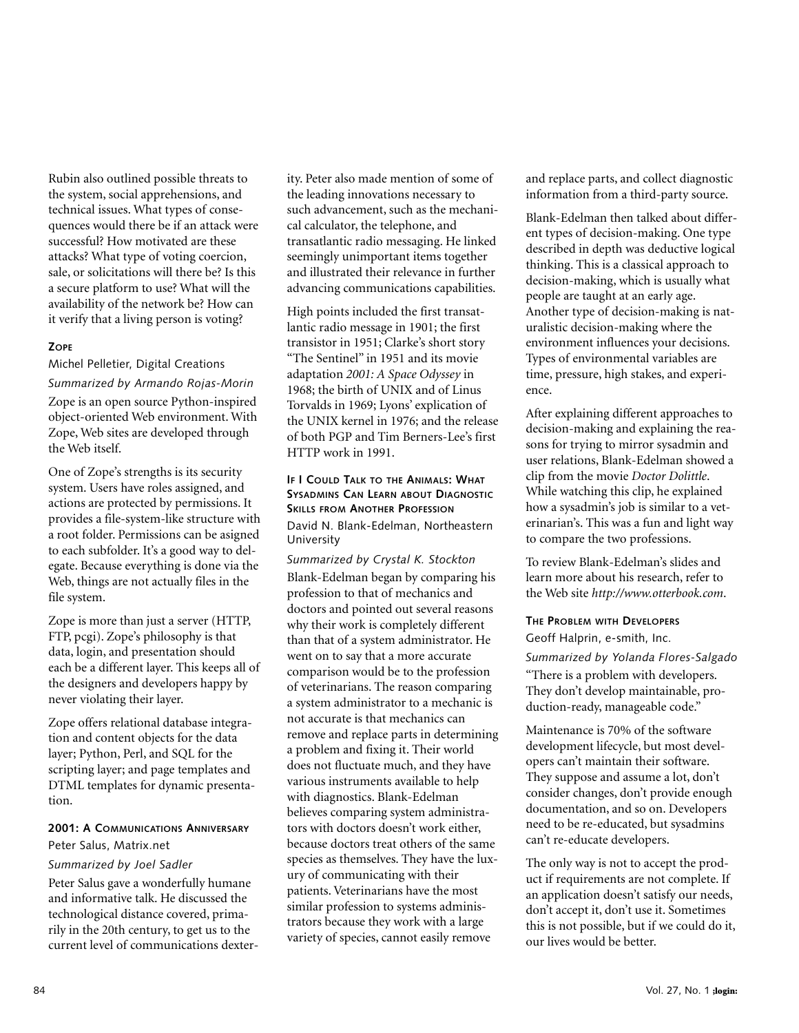Rubin also outlined possible threats to the system, social apprehensions, and technical issues. What types of consequences would there be if an attack were successful? How motivated are these attacks? What type of voting coercion, sale, or solicitations will there be? Is this a secure platform to use? What will the availability of the network be? How can it verify that a living person is voting?

### ZOPE

Michel Pelletier, Digital Creations

*Summarized by Armando Rojas-Morin*

Zope is an open source Python-inspired object-oriented Web environment. With Zope, Web sites are developed through the Web itself.

One of Zope's strengths is its security system. Users have roles assigned, and actions are protected by permissions. It provides a file-system-like structure with a root folder. Permissions can be asigned to each subfolder. It's a good way to delegate. Because everything is done via the Web, things are not actually files in the file system.

Zope is more than just a server (HTTP, FTP, pcgi). Zope's philosophy is that data, login, and presentation should each be a different layer. This keeps all of the designers and developers happy by never violating their layer.

Zope offers relational database integration and content objects for the data layer; Python, Perl, and SQL for the scripting layer; and page templates and DTML templates for dynamic presentation.

### 2001: A COMMUNICATIONS ANNIVERSARY

Peter Salus, Matrix.net

*Summarized by Joel Sadler*

Peter Salus gave a wonderfully humane and informative talk. He discussed the technological distance covered, primarily in the 20th century, to get us to the current level of communications dexterity. Peter also made mention of some of the leading innovations necessary to such advancement, such as the mechanical calculator, the telephone, and transatlantic radio messaging. He linked seemingly unimportant items together and illustrated their relevance in further advancing communications capabilities.

High points included the first transatlantic radio message in 1901; the first transistor in 1951; Clarke's short story "The Sentinel" in 1951 and its movie adaptation *2001: A Space Odyssey* in 1968; the birth of UNIX and of Linus Torvalds in 1969; Lyons' explication of the UNIX kernel in 1976; and the release of both PGP and Tim Berners-Lee's first HTTP work in 1991.

### IF I COULD TALK TO THE ANIMALS: WHAT SYSADMINS CAN LEARN ABOUT DIAGNOSTIC SKILLS FROM ANOTHER PROFESSION

David N. Blank-Edelman, Northeastern University

*Summarized by Crystal K. Stockton*

Blank-Edelman began by comparing his profession to that of mechanics and doctors and pointed out several reasons why their work is completely different than that of a system administrator. He went on to say that a more accurate comparison would be to the profession of veterinarians. The reason comparing a system administrator to a mechanic is not accurate is that mechanics can remove and replace parts in determining a problem and fixing it. Their world does not fluctuate much, and they have various instruments available to help with diagnostics. Blank-Edelman believes comparing system administrators with doctors doesn't work either, because doctors treat others of the same species as themselves. They have the luxury of communicating with their patients. Veterinarians have the most similar profession to systems administrators because they work with a large variety of species, cannot easily remove and replace parts, and collect diagnostic information from a third-party source.

Blank-Edelman then talked about different types of decision-making. One type described in depth was deductive logical thinking. This is a classical approach to decision-making, which is usually what people are taught at an early age. Another type of decision-making is naturalistic decision-making where the environment influences your decisions. Types of environmental variables are time, pressure, high stakes, and experience.

After explaining different approaches to decision-making and explaining the reasons for trying to mirror sysadmin and user relations, Blank-Edelman showed a clip from the movie *Doctor Dolittle*. While watching this clip, he explained how a sysadmin's job is similar to a veterinarian's. This was a fun and light way to compare the two professions.

To review Blank-Edelman's slides and learn more about his research, refer to the Web site *http://www.otterbook.com*.

### THE PROBLEM WITH DEVELOPERS

Geoff Halprin, e-smith, Inc.

*Summarized by Yolanda Flores-Salgado*

"There is a problem with developers. They don't develop maintainable, production-ready, manageable code."

Maintenance is 70% of the software development lifecycle, but most developers can't maintain their software. They suppose and assume a lot, don't consider changes, don't provide enough documentation, and so on. Developers need to be re-educated, but sysadmins can't re-educate developers.

The only way is not to accept the product if requirements are not complete. If an application doesn't satisfy our needs, don't accept it, don't use it. Sometimes this is not possible, but if we could do it, our lives would be better.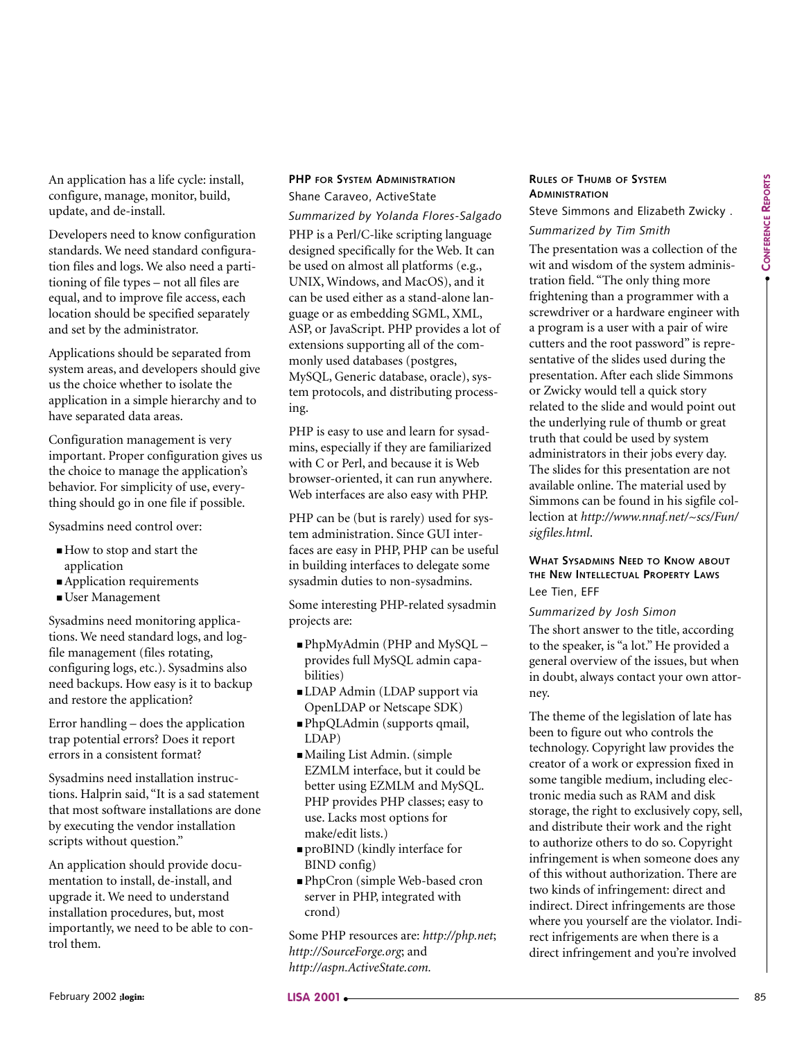An application has a life cycle: install, configure, manage, monitor, build, update, and de-install.

Developers need to know configuration standards. We need standard configuration files and logs. We also need a partitioning of file types – not all files are equal, and to improve file access, each location should be specified separately and set by the administrator.

Applications should be separated from system areas, and developers should give us the choice whether to isolate the application in a simple hierarchy and to have separated data areas.

Configuration management is very important. Proper configuration gives us the choice to manage the application's behavior. For simplicity of use, everything should go in one file if possible.

Sysadmins need control over:

- How to stop and start the application
- Application requirements
- User Management

Sysadmins need monitoring applications. We need standard logs, and logfile management (files rotating, configuring logs, etc.). Sysadmins also need backups. How easy is it to backup and restore the application?

Error handling – does the application trap potential errors? Does it report errors in a consistent format?

Sysadmins need installation instructions. Halprin said, "It is a sad statement that most software installations are done by executing the vendor installation scripts without question."

An application should provide documentation to install, de-install, and upgrade it. We need to understand installation procedures, but, most importantly, we need to be able to control them.

### PHP for System Administration

Shane Caraveo, ActiveState

*Summarized by Yolanda Flores-Salgado*

PHP is a Perl/C-like scripting language designed specifically for the Web. It can be used on almost all platforms (e.g., UNIX, Windows, and MacOS), and it can be used either as a stand-alone language or as embedding SGML, XML, ASP, or JavaScript. PHP provides a lot of extensions supporting all of the commonly used databases (postgres, MySQL, Generic database, oracle), system protocols, and distributing processing.

PHP is easy to use and learn for sysadmins, especially if they are familiarized with C or Perl, and because it is Web browser-oriented, it can run anywhere. Web interfaces are also easy with PHP.

PHP can be (but is rarely) used for system administration. Since GUI interfaces are easy in PHP, PHP can be useful in building interfaces to delegate some sysadmin duties to non-sysadmins.

Some interesting PHP-related sysadmin projects are:

- PhpMyAdmin (PHP and MySQL – provides full MySQL admin capabilities)
- LDAP Admin (LDAP support via OpenLDAP or Netscape SDK)
- PhpQLAdmin (supports qmail, LDAP)
- Mailing List Admin. (simple EZMLM interface, but it could be better using EZMLM and MySQL. PHP provides PHP classes; easy to use. Lacks most options for make/edit lists.)
- proBIND (kindly interface for BIND config)
- PhpCron (simple Web-based cron server in PHP, integrated with crond)

Some PHP resources are: *http://php.net*; *http://SourceForge.org*; and *http://aspn.ActiveState.com.*

### Rules of Thumb of System Administration

Steve Simmons and Elizabeth Zwicky .

*Summarized by Tim Smith*

The presentation was a collection of the wit and wisdom of the system administration field. "The only thing more frightening than a programmer with a screwdriver or a hardware engineer with a program is a user with a pair of wire cutters and the root password" is representative of the slides used during the presentation. After each slide Simmons or Zwicky would tell a quick story related to the slide and would point out the underlying rule of thumb or great truth that could be used by system administrators in their jobs every day. The slides for this presentation are not available online. The material used by Simmons can be found in his sigfile collection at *http://www.nnaf.net/~scs/Fun/sigfiles.html*.

### What Sysadmins Need to Know about the New Intellectual Property Laws

Lee Tien, EFF

*Summarized by Josh Simon*

The short answer to the title, according to the speaker, is "a lot." He provided a general overview of the issues, but when in doubt, always contact your own attorney.

The theme of the legislation of late has been to figure out who controls the technology. Copyright law provides the creator of a work or expression fixed in some tangible medium, including electronic media such as RAM and disk storage, the right to exclusively copy, sell, and distribute their work and the right to authorize others to do so. Copyright infringement is when someone does any of this without authorization. There are two kinds of infringement: direct and indirect. Direct infringements are those where you yourself are the violator. Indirect infrigements are when there is a direct infringement and you're involved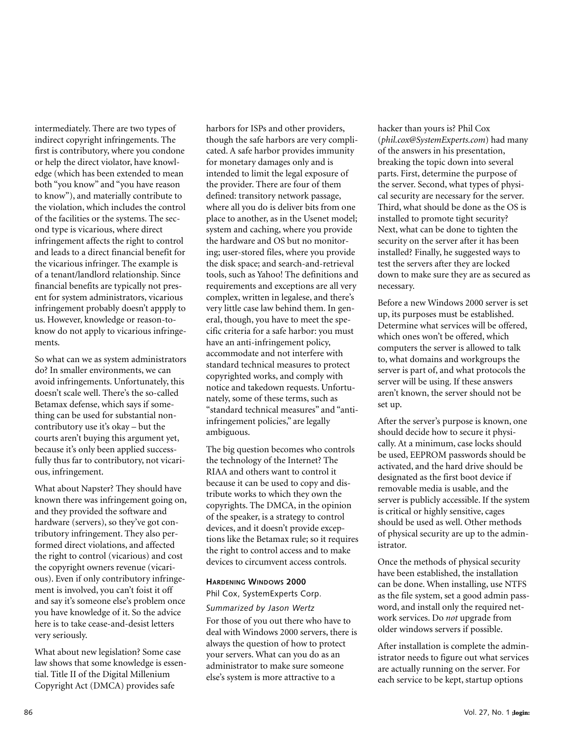intermediately. There are two types of indirect copyright infringements. The first is contributory, where you condone or help the direct violator, have knowledge (which has been extended to mean both "you know" and "you have reason to know"), and materially contribute to the violation, which includes the control of the facilities or the systems. The second type is vicarious, where direct infringement affects the right to control and leads to a direct financial benefit for the vicarious infringer. The example is of a tenant/landlord relationship. Since financial benefits are typically not present for system administrators, vicarious infringement probably doesn't appply to us. However, knowledge or reason-to-know do not apply to vicarious infringements.

So what can we as system administrators do? In smaller environments, we can avoid infringements. Unfortunately, this doesn't scale well. There's the so-called Betamax defense, which says if something can be used for substantial noncontributory use it's okay – but the courts aren't buying this argument yet, because it's only been applied successfully thus far to contributory, not vicarious, infringement.

What about Napster? They should have known there was infringement going on, and they provided the software and hardware (servers), so they've got contributory infringement. They also performed direct violations, and affected the right to control (vicarious) and cost the copyright owners revenue (vicarious). Even if only contributory infringement is involved, you can't foist it off and say it's someone else's problem once you have knowledge of it. So the advice here is to take cease-and-desist letters very seriously.

What about new legislation? Some case law shows that some knowledge is essential. Title II of the Digital Millenium Copyright Act (DMCA) provides safe harbors for ISPs and other providers, though the safe harbors are very complicated. A safe harbor provides immunity for monetary damages only and is intended to limit the legal exposure of the provider. There are four of them defined: transitory network passage, where all you do is deliver bits from one place to another, as in the Usenet model; system and caching, where you provide the hardware and OS but no monitoring; user-stored files, where you provide the disk space; and search-and-retrieval tools, such as Yahoo! The definitions and requirements and exceptions are all very complex, written in legalese, and there's very little case law behind them. In general, though, you have to meet the specific criteria for a safe harbor: you must have an anti-infringement policy, accommodate and not interfere with standard technical measures to protect copyrighted works, and comply with notice and takedown requests. Unfortunately, some of these terms, such as "standard technical measures" and "anti-infringement policies," are legally ambiguous.

The big question becomes who controls the technology of the Internet? The RIAA and others want to control it because it can be used to copy and distribute works to which they own the copyrights. The DMCA, in the opinion of the speaker, is a strategy to control devices, and it doesn't provide exceptions like the Betamax rule; so it requires the right to control access and to make devices to circumvent access controls.

### Hardening Windows 2000

Phil Cox, SystemExperts Corp.

*Summarized by Jason Wertz*

For those of you out there who have to deal with Windows 2000 servers, there is always the question of how to protect your servers. What can you do as an administrator to make sure someone else's system is more attractive to a hacker than yours is? Phil Cox (*phil.cox@SystemExperts.com*) had many of the answers in his presentation, breaking the topic down into several parts. First, determine the purpose of the server. Second, what types of physical security are necessary for the server. Third, what should be done as the OS is installed to promote tight security? Next, what can be done to tighten the security on the server after it has been installed? Finally, he suggested ways to test the servers after they are locked down to make sure they are as secured as necessary.

Before a new Windows 2000 server is set up, its purposes must be established. Determine what services will be offered, which ones won't be offered, which computers the server is allowed to talk to, what domains and workgroups the server is part of, and what protocols the server will be using. If these answers aren't known, the server should not be set up.

After the server's purpose is known, one should decide how to secure it physically. At a minimum, case locks should be used, EEPROM passwords should be activated, and the hard drive should be designated as the first boot device if removable media is usable, and the server is publicly accessible. If the system is critical or highly sensitive, cages should be used as well. Other methods of physical security are up to the administrator.

Once the methods of physical security have been established, the installation can be done. When installing, use NTFS as the file system, set a good admin password, and install only the required network services. Do *not* upgrade from older windows servers if possible.

After installation is complete the administrator needs to figure out what services are actually running on the server. For each service to be kept, startup options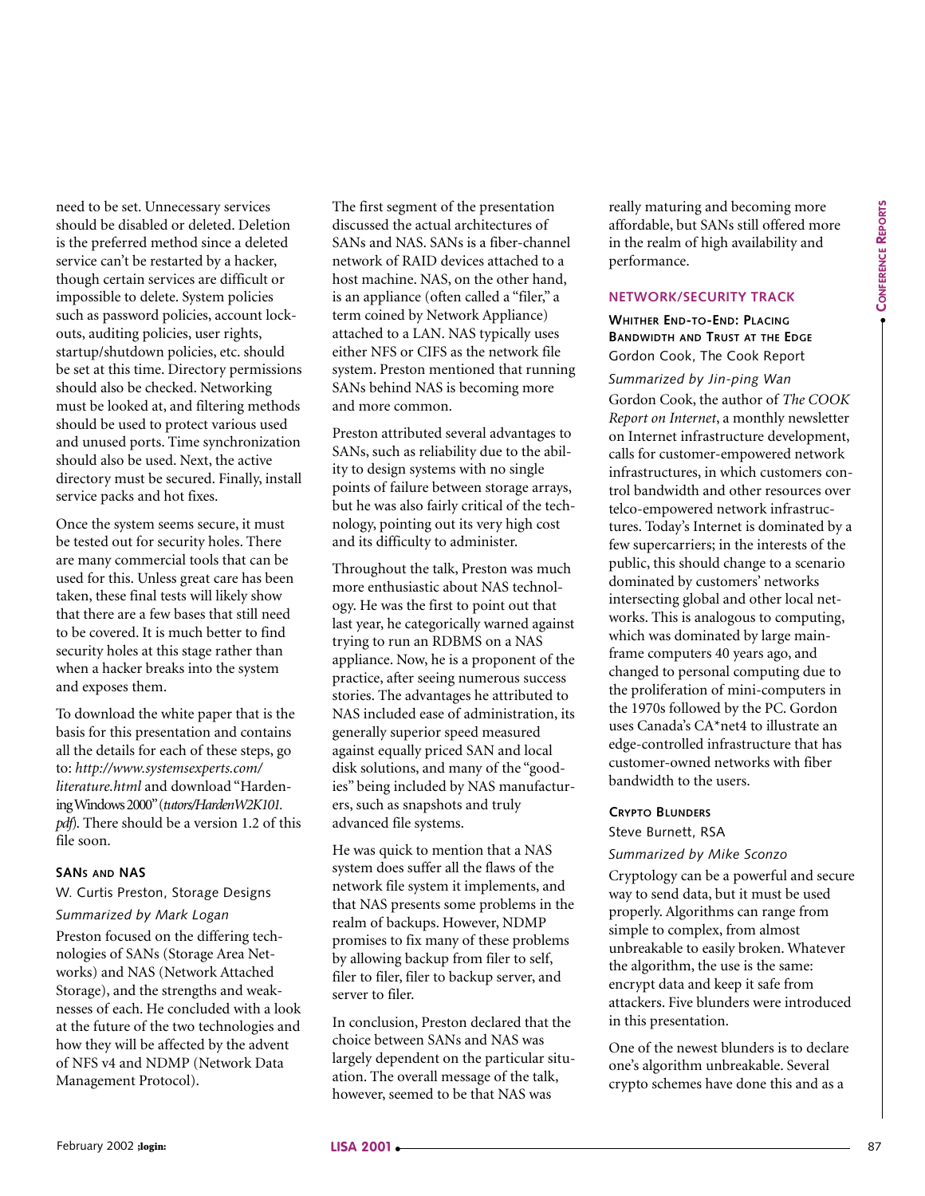need to be set. Unnecessary services should be disabled or deleted. Deletion is the preferred method since a deleted service can't be restarted by a hacker, though certain services are difficult or impossible to delete. System policies such as password policies, account lockouts, auditing policies, user rights, startup/shutdown policies, etc. should be set at this time. Directory permissions should also be checked. Networking must be looked at, and filtering methods should be used to protect various used and unused ports. Time synchronization should also be used. Next, the active directory must be secured. Finally, install service packs and hot fixes.

Once the system seems secure, it must be tested out for security holes. There are many commercial tools that can be used for this. Unless great care has been taken, these final tests will likely show that there are a few bases that still need to be covered. It is much better to find security holes at this stage rather than when a hacker breaks into the system and exposes them.

To download the white paper that is the basis for this presentation and contains all the details for each of these steps, go to: *http://www.systemsexperts.com/literature.html* and download "Hardening Windows 2000" (*tutors/HardenW2K101.pdf*). There should be a version 1.2 of this file soon.

### SANs and NAS

W. Curtis Preston, Storage Designs

*Summarized by Mark Logan*

Preston focused on the differing technologies of SANs (Storage Area Networks) and NAS (Network Attached Storage), and the strengths and weaknesses of each. He concluded with a look at the future of the two technologies and how they will be affected by the advent of NFS v4 and NDMP (Network Data Management Protocol).

The first segment of the presentation discussed the actual architectures of SANs and NAS. SANs is a fiber-channel network of RAID devices attached to a host machine. NAS, on the other hand, is an appliance (often called a "filer," a term coined by Network Appliance) attached to a LAN. NAS typically uses either NFS or CIFS as the network file system. Preston mentioned that running SANs behind NAS is becoming more and more common.

Preston attributed several advantages to SANs, such as reliability due to the ability to design systems with no single points of failure between storage arrays, but he was also fairly critical of the technology, pointing out its very high cost and its difficulty to administer.

Throughout the talk, Preston was much more enthusiastic about NAS technology. He was the first to point out that last year, he categorically warned against trying to run an RDBMS on a NAS appliance. Now, he is a proponent of the practice, after seeing numerous success stories. The advantages he attributed to NAS included ease of administration, its generally superior speed measured against equally priced SAN and local disk solutions, and many of the "goodies" being included by NAS manufacturers, such as snapshots and truly advanced file systems.

He was quick to mention that a NAS system does suffer all the flaws of the network file system it implements, and that NAS presents some problems in the realm of backups. However, NDMP promises to fix many of these problems by allowing backup from filer to self, filer to filer, filer to backup server, and server to filer.

In conclusion, Preston declared that the choice between SANs and NAS was largely dependent on the particular situation. The overall message of the talk, however, seemed to be that NAS was really maturing and becoming more affordable, but SANs still offered more in the realm of high availability and performance.

## NETWORK/SECURITY TRACK

### Whither End-to-End: Placing Bandwidth and Trust at the Edge

Gordon Cook, The Cook Report

*Summarized by Jin-ping Wan*

Gordon Cook, the author of *The COOK Report on Internet*, a monthly newsletter on Internet infrastructure development, calls for customer-empowered network infrastructures, in which customers control bandwidth and other resources over telco-empowered network infrastructures. Today's Internet is dominated by a few supercarriers; in the interests of the public, this should change to a scenario dominated by customers' networks intersecting global and other local networks. This is analogous to computing, which was dominated by large mainframe computers 40 years ago, and changed to personal computing due to the proliferation of mini-computers in the 1970s followed by the PC. Gordon uses Canada's CA*net4 to illustrate an edge-controlled infrastructure that has customer-owned networks with fiber bandwidth to the users.

### Crypto Blunders

Steve Burnett, RSA

*Summarized by Mike Sconzo*

Cryptology can be a powerful and secure way to send data, but it must be used properly. Algorithms can range from simple to complex, from almost unbreakable to easily broken. Whatever the algorithm, the use is the same: encrypt data and keep it safe from attackers. Five blunders were introduced in this presentation.

One of the newest blunders is to declare one's algorithm unbreakable. Several crypto schemes have done this and as a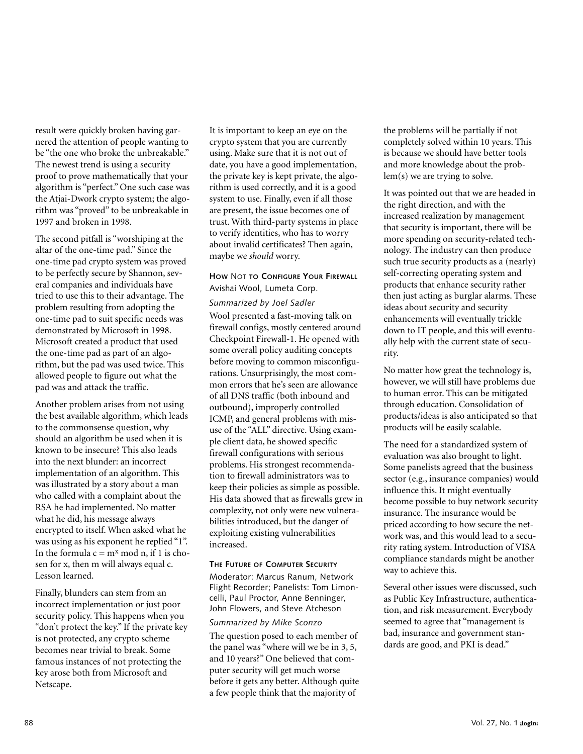result were quickly broken having garnered the attention of people wanting to be "the one who broke the unbreakable." The newest trend is using a security proof to prove mathematically that your algorithm is "perfect." One such case was the Atjai-Dwork crypto system; the algorithm was "proved" to be unbreakable in 1997 and broken in 1998.

The second pitfall is "worshiping at the altar of the one-time pad." Since the one-time pad crypto system was proved to be perfectly secure by Shannon, several companies and individuals have tried to use this to their advantage. The problem resulting from adopting the one-time pad to suit specific needs was demonstrated by Microsoft in 1998. Microsoft created a product that used the one-time pad as part of an algorithm, but the pad was used twice. This allowed people to figure out what the pad was and attack the traffic.

Another problem arises from not using the best available algorithm, which leads to the commonsense question, why should an algorithm be used when it is known to be insecure? This also leads into the next blunder: an incorrect implementation of an algorithm. This was illustrated by a story about a man who called with a complaint about the RSA he had implemented. No matter what he did, his message always encrypted to itself. When asked what he was using as his exponent he replied "1". In the formula $c = m^x \bmod n$, if 1 is chosen for x, then m will always equal c. Lesson learned.

Finally, blunders can stem from an incorrect implementation or just poor security policy. This happens when you "don't protect the key." If the private key is not protected, any crypto scheme becomes near trivial to break. Some famous instances of not protecting the key arose both from Microsoft and Netscape.

It is important to keep an eye on the crypto system that you are currently using. Make sure that it is not out of date, you have a good implementation, the private key is kept private, the algorithm is used correctly, and it is a good system to use. Finally, even if all those are present, the issue becomes one of trust. With third-party systems in place to verify identities, who has to worry about invalid certificates? Then again, maybe we *should* worry.

### How Not to Configure Your Firewall

Avishai Wool, Lumeta Corp.

*Summarized by Joel Sadler*

Wool presented a fast-moving talk on firewall configs, mostly centered around Checkpoint Firewall-1. He opened with some overall policy auditing concepts before moving to common misconfigurations. Unsurprisingly, the most common errors that he's seen are allowance of all DNS traffic (both inbound and outbound), improperly controlled ICMP, and general problems with misuse of the "ALL" directive. Using example client data, he showed specific firewall configurations with serious problems. His strongest recommendation to firewall administrators was to keep their policies as simple as possible. His data showed that as firewalls grew in complexity, not only were new vulnerabilities introduced, but the danger of exploiting existing vulnerabilities increased.

### The Future of Computer Security

Moderator: Marcus Ranum, Network Flight Recorder; Panelists: Tom Limoncelli, Paul Proctor, Anne Benninger, John Flowers, and Steve Atcheson

*Summarized by Mike Sconzo*

The question posed to each member of the panel was "where will we be in 3, 5, and 10 years?" One believed that computer security will get much worse before it gets any better. Although quite a few people think that the majority of the problems will be partially if not completely solved within 10 years. This is because we should have better tools and more knowledge about the problem(s) we are trying to solve.

It was pointed out that we are headed in the right direction, and with the increased realization by management that security is important, there will be more spending on security-related technology. The industry can then produce such true security products as a (nearly) self-correcting operating system and products that enhance security rather then just acting as burglar alarms. These ideas about security and security enhancements will eventually trickle down to IT people, and this will eventually help with the current state of security.

No matter how great the technology is, however, we will still have problems due to human error. This can be mitigated through education. Consolidation of products/ideas is also anticipated so that products will be easily scalable.

The need for a standardized system of evaluation was also brought to light. Some panelists agreed that the business sector (e.g., insurance companies) would influence this. It might eventually become possible to buy network security insurance. The insurance would be priced according to how secure the network was, and this would lead to a security rating system. Introduction of VISA compliance standards might be another way to achieve this.

Several other issues were discussed, such as Public Key Infrastructure, authentication, and risk measurement. Everybody seemed to agree that "management is bad, insurance and government standards are good, and PKI is dead."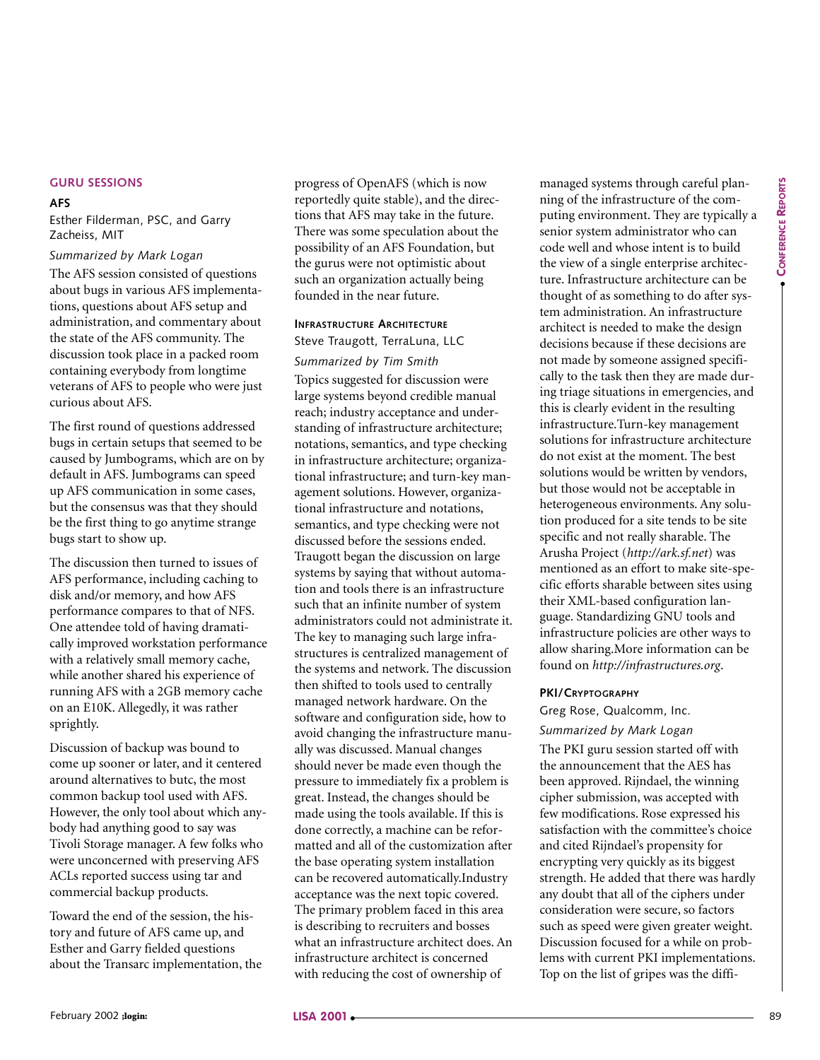## GURU SESSIONS

### AFS

Esther Filderman, PSC, and Garry Zacheiss, MIT

*Summarized by Mark Logan*

The AFS session consisted of questions about bugs in various AFS implementations, questions about AFS setup and administration, and commentary about the state of the AFS community. The discussion took place in a packed room containing everybody from longtime veterans of AFS to people who were just curious about AFS.

The first round of questions addressed bugs in certain setups that seemed to be caused by Jumbograms, which are on by default in AFS. Jumbograms can speed up AFS communication in some cases, but the consensus was that they should be the first thing to go anytime strange bugs start to show up.

The discussion then turned to issues of AFS performance, including caching to disk and/or memory, and how AFS performance compares to that of NFS. One attendee told of having dramatically improved workstation performance with a relatively small memory cache, while another shared his experience of running AFS with a 2GB memory cache on an E10K. Allegedly, it was rather sprightly.

Discussion of backup was bound to come up sooner or later, and it centered around alternatives to butc, the most common backup tool used with AFS. However, the only tool about which anybody had anything good to say was Tivoli Storage manager. A few folks who were unconcerned with preserving AFS ACLs reported success using tar and commercial backup products.

Toward the end of the session, the history and future of AFS came up, and Esther and Garry fielded questions about the Transarc implementation, the progress of OpenAFS (which is now reportedly quite stable), and the directions that AFS may take in the future. There was some speculation about the possibility of an AFS Foundation, but the gurus were not optimistic about such an organization actually being founded in the near future.

### INFRASTRUCTURE ARCHITECTURE

Steve Traugott, TerraLuna, LLC

*Summarized by Tim Smith*

Topics suggested for discussion were large systems beyond credible manual reach; industry acceptance and understanding of infrastructure architecture; notations, semantics, and type checking in infrastructure architecture; organizational infrastructure; and turn-key management solutions. However, organizational infrastructure and notations, semantics, and type checking were not discussed before the sessions ended. Traugott began the discussion on large systems by saying that without automation and tools there is an infrastructure such that an infinite number of system administrators could not administrate it. The key to managing such large infrastructures is centralized management of the systems and network. The discussion then shifted to tools used to centrally managed network hardware. On the software and configuration side, how to avoid changing the infrastructure manually was discussed. Manual changes should never be made even though the pressure to immediately fix a problem is great. Instead, the changes should be made using the tools available. If this is done correctly, a machine can be reformatted and all of the customization after the base operating system installation can be recovered automatically.Industry acceptance was the next topic covered. The primary problem faced in this area is describing to recruiters and bosses what an infrastructure architect does. An infrastructure architect is concerned with reducing the cost of ownership of managed systems through careful planning of the infrastructure of the computing environment. They are typically a senior system administrator who can code well and whose intent is to build the view of a single enterprise architecture. Infrastructure architecture can be thought of as something to do after system administration. An infrastructure architect is needed to make the design decisions because if these decisions are not made by someone assigned specifically to the task then they are made during triage situations in emergencies, and this is clearly evident in the resulting infrastructure.Turn-key management solutions for infrastructure architecture do not exist at the moment. The best solutions would be written by vendors, but those would not be acceptable in heterogeneous environments. Any solution produced for a site tends to be site specific and not really sharable. The Arusha Project (*http://ark.sf.net*) was mentioned as an effort to make site-specific efforts sharable between sites using their XML-based configuration language. Standardizing GNU tools and infrastructure policies are other ways to allow sharing.More information can be found on *http://infrastructures.org*.

### PKI/CRYPTOGRAPHY

Greg Rose, Qualcomm, Inc.

*Summarized by Mark Logan*

The PKI guru session started off with the announcement that the AES has been approved. Rijndael, the winning cipher submission, was accepted with few modifications. Rose expressed his satisfaction with the committee's choice and cited Rijndael's propensity for encrypting very quickly as its biggest strength. He added that there was hardly any doubt that all of the ciphers under consideration were secure, so factors such as speed were given greater weight. Discussion focused for a while on problems with current PKI implementations. Top on the list of gripes was the diffi-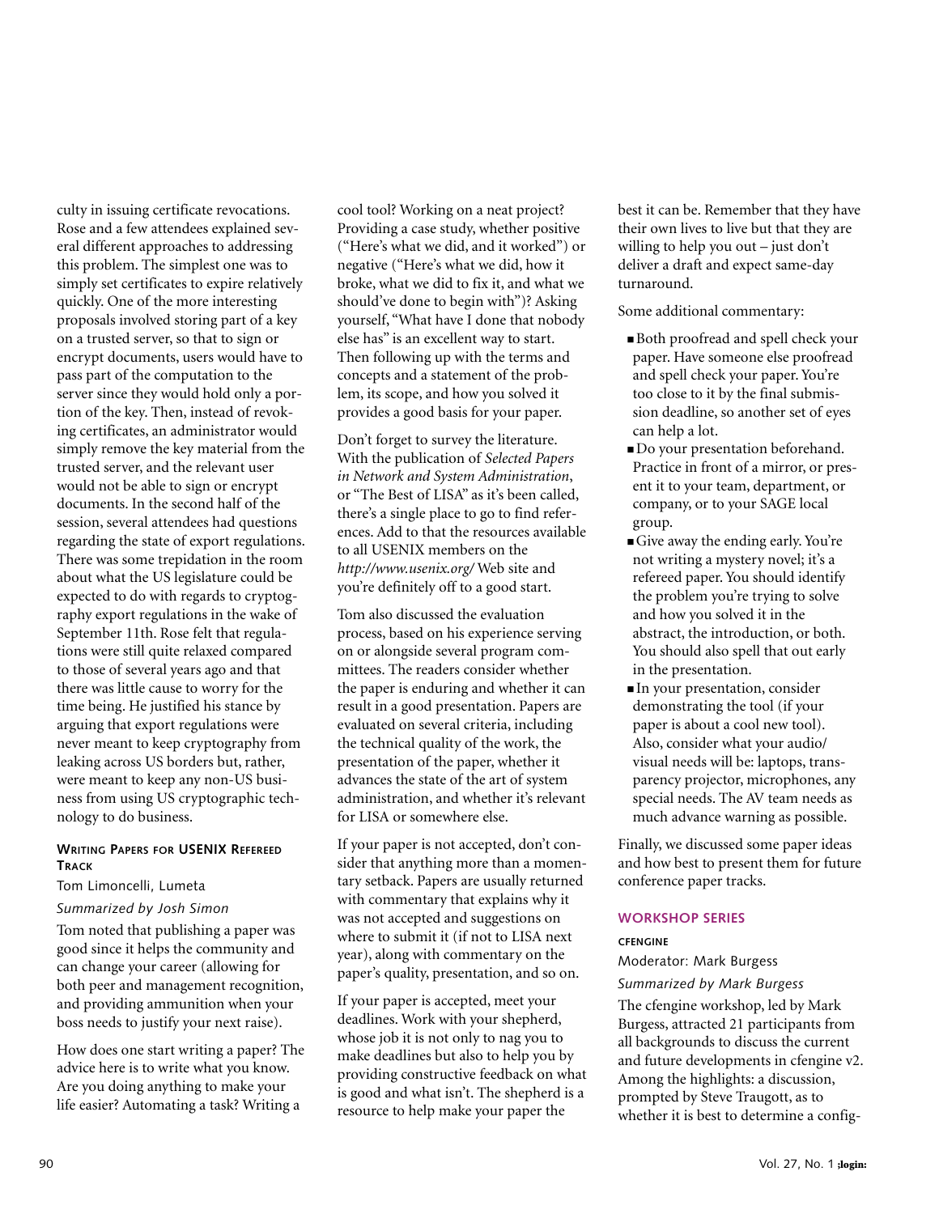culty in issuing certificate revocations. Rose and a few attendees explained several different approaches to addressing this problem. The simplest one was to simply set certificates to expire relatively quickly. One of the more interesting proposals involved storing part of a key on a trusted server, so that to sign or encrypt documents, users would have to pass part of the computation to the server since they would hold only a portion of the key. Then, instead of revoking certificates, an administrator would simply remove the key material from the trusted server, and the relevant user would not be able to sign or encrypt documents. In the second half of the session, several attendees had questions regarding the state of export regulations. There was some trepidation in the room about what the US legislature could be expected to do with regards to cryptography export regulations in the wake of September 11th. Rose felt that regulations were still quite relaxed compared to those of several years ago and that there was little cause to worry for the time being. He justified his stance by arguing that export regulations were never meant to keep cryptography from leaking across US borders but, rather, were meant to keep any non-US business from using US cryptographic technology to do business.

#### Writing Papers for USENIX Refereed Track

Tom Limoncelli, Lumeta

*Summarized by Josh Simon*

Tom noted that publishing a paper was good since it helps the community and can change your career (allowing for both peer and management recognition, and providing ammunition when your boss needs to justify your next raise).

How does one start writing a paper? The advice here is to write what you know. Are you doing anything to make your life easier? Automating a task? Writing a cool tool? Working on a neat project? Providing a case study, whether positive ("Here's what we did, and it worked") or negative ("Here's what we did, how it broke, what we did to fix it, and what we should've done to begin with")? Asking yourself, "What have I done that nobody else has" is an excellent way to start. Then following up with the terms and concepts and a statement of the problem, its scope, and how you solved it provides a good basis for your paper.

Don't forget to survey the literature. With the publication of *Selected Papers in Network and System Administration*, or "The Best of LISA" as it's been called, there's a single place to go to find references. Add to that the resources available to all USENIX members on the *http://www.usenix.org/* Web site and you're definitely off to a good start.

Tom also discussed the evaluation process, based on his experience serving on or alongside several program committees. The readers consider whether the paper is enduring and whether it can result in a good presentation. Papers are evaluated on several criteria, including the technical quality of the work, the presentation of the paper, whether it advances the state of the art of system administration, and whether it's relevant for LISA or somewhere else.

If your paper is not accepted, don't consider that anything more than a momentary setback. Papers are usually returned with commentary that explains why it was not accepted and suggestions on where to submit it (if not to LISA next year), along with commentary on the paper's quality, presentation, and so on.

If your paper is accepted, meet your deadlines. Work with your shepherd, whose job it is not only to nag you to make deadlines but also to help you by providing constructive feedback on what is good and what isn't. The shepherd is a resource to help make your paper the best it can be. Remember that they have their own lives to live but that they are willing to help you out – just don't deliver a draft and expect same-day turnaround.

Some additional commentary:

- Both proofread and spell check your paper. Have someone else proofread and spell check your paper. You're too close to it by the final submission deadline, so another set of eyes can help a lot.
- Do your presentation beforehand. Practice in front of a mirror, or present it to your team, department, or company, or to your SAGE local group.
- Give away the ending early. You're not writing a mystery novel; it's a refereed paper. You should identify the problem you're trying to solve and how you solved it in the abstract, the introduction, or both. You should also spell that out early in the presentation.
- In your presentation, consider demonstrating the tool (if your paper is about a cool new tool). Also, consider what your audio/visual needs will be: laptops, transparency projector, microphones, any special needs. The AV team needs as much advance warning as possible.

Finally, we discussed some paper ideas and how best to present them for future conference paper tracks.

### WORKSHOP SERIES

#### cfengine

Moderator: Mark Burgess

*Summarized by Mark Burgess*

The cfengine workshop, led by Mark Burgess, attracted 21 participants from all backgrounds to discuss the current and future developments in cfengine v2. Among the highlights: a discussion, prompted by Steve Traugott, as to whether it is best to determine a config-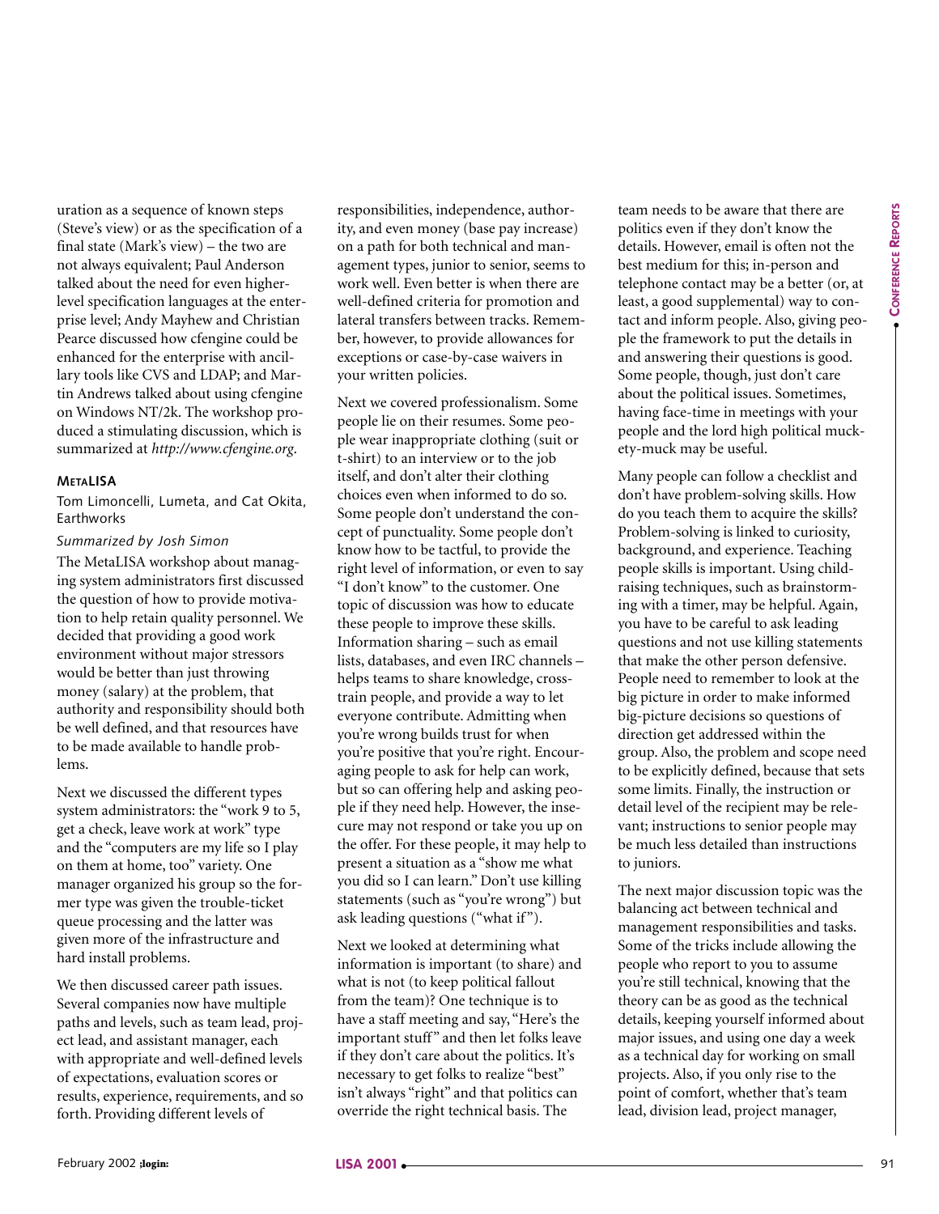uration as a sequence of known steps (Steve's view) or as the specification of a final state (Mark's view) – the two are not always equivalent; Paul Anderson talked about the need for even higher-level specification languages at the enterprise level; Andy Mayhew and Christian Pearce discussed how cfengine could be enhanced for the enterprise with ancillary tools like CVS and LDAP; and Martin Andrews talked about using cfengine on Windows NT/2k. The workshop produced a stimulating discussion, which is summarized at *http://www.cfengine.org*.

### MetaLISA

Tom Limoncelli, Lumeta, and Cat Okita, Earthworks

*Summarized by Josh Simon*

The MetaLISA workshop about managing system administrators first discussed the question of how to provide motivation to help retain quality personnel. We decided that providing a good work environment without major stressors would be better than just throwing money (salary) at the problem, that authority and responsibility should both be well defined, and that resources have to be made available to handle problems.

Next we discussed the different types system administrators: the "work 9 to 5, get a check, leave work at work" type and the "computers are my life so I play on them at home, too" variety. One manager organized his group so the former type was given the trouble-ticket queue processing and the latter was given more of the infrastructure and hard install problems.

We then discussed career path issues. Several companies now have multiple paths and levels, such as team lead, project lead, and assistant manager, each with appropriate and well-defined levels of expectations, evaluation scores or results, experience, requirements, and so forth. Providing different levels of responsibilities, independence, authority, and even money (base pay increase) on a path for both technical and management types, junior to senior, seems to work well. Even better is when there are well-defined criteria for promotion and lateral transfers between tracks. Remember, however, to provide allowances for exceptions or case-by-case waivers in your written policies.

Next we covered professionalism. Some people lie on their resumes. Some people wear inappropriate clothing (suit or t-shirt) to an interview or to the job itself, and don't alter their clothing choices even when informed to do so. Some people don't understand the concept of punctuality. Some people don't know how to be tactful, to provide the right level of information, or even to say "I don't know" to the customer. One topic of discussion was how to educate these people to improve these skills. Information sharing – such as email lists, databases, and even IRC channels – helps teams to share knowledge, cross-train people, and provide a way to let everyone contribute. Admitting when you're wrong builds trust for when you're positive that you're right. Encouraging people to ask for help can work, but so can offering help and asking people if they need help. However, the insecure may not respond or take you up on the offer. For these people, it may help to present a situation as a "show me what you did so I can learn." Don't use killing statements (such as "you're wrong") but ask leading questions ("what if").

Next we looked at determining what information is important (to share) and what is not (to keep political fallout from the team)? One technique is to have a staff meeting and say, "Here's the important stuff" and then let folks leave if they don't care about the politics. It's necessary to get folks to realize "best" isn't always "right" and that politics can override the right technical basis. The team needs to be aware that there are politics even if they don't know the details. However, email is often not the best medium for this; in-person and telephone contact may be a better (or, at least, a good supplemental) way to contact and inform people. Also, giving people the framework to put the details in and answering their questions is good. Some people, though, just don't care about the political issues. Sometimes, having face-time in meetings with your people and the lord high political muckety-muck may be useful.

Many people can follow a checklist and don't have problem-solving skills. How do you teach them to acquire the skills? Problem-solving is linked to curiosity, background, and experience. Teaching people skills is important. Using child-raising techniques, such as brainstorming with a timer, may be helpful. Again, you have to be careful to ask leading questions and not use killing statements that make the other person defensive. People need to remember to look at the big picture in order to make informed big-picture decisions so questions of direction get addressed within the group. Also, the problem and scope need to be explicitly defined, because that sets some limits. Finally, the instruction or detail level of the recipient may be relevant; instructions to senior people may be much less detailed than instructions to juniors.

The next major discussion topic was the balancing act between technical and management responsibilities and tasks. Some of the tricks include allowing the people who report to you to assume you're still technical, knowing that the theory can be as good as the technical details, keeping yourself informed about major issues, and using one day a week as a technical day for working on small projects. Also, if you only rise to the point of comfort, whether that's team lead, division lead, project manager,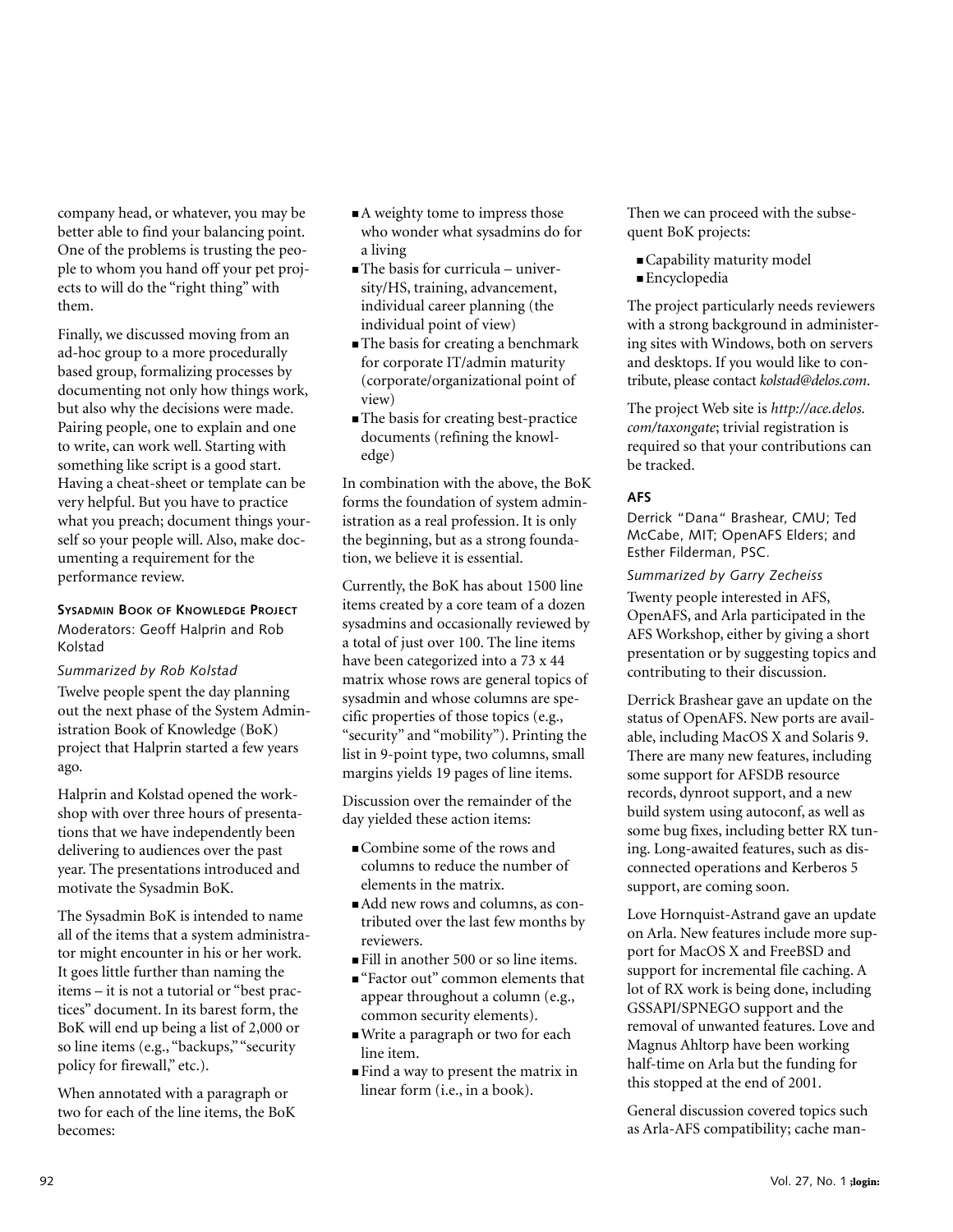company head, or whatever, you may be better able to find your balancing point. One of the problems is trusting the people to whom you hand off your pet projects to will do the "right thing" with them.

Finally, we discussed moving from an ad-hoc group to a more procedurally based group, formalizing processes by documenting not only how things work, but also why the decisions were made. Pairing people, one to explain and one to write, can work well. Starting with something like script is a good start. Having a cheat-sheet or template can be very helpful. But you have to practice what you preach; document things yourself so your people will. Also, make documenting a requirement for the performance review.

### Sysadmin Book of Knowledge Project

Moderators: Geoff Halprin and Rob Kolstad

*Summarized by Rob Kolstad*

Twelve people spent the day planning out the next phase of the System Administration Book of Knowledge (BoK) project that Halprin started a few years ago.

Halprin and Kolstad opened the workshop with over three hours of presentations that we have independently been delivering to audiences over the past year. The presentations introduced and motivate the Sysadmin BoK.

The Sysadmin BoK is intended to name all of the items that a system administrator might encounter in his or her work. It goes little further than naming the items – it is not a tutorial or "best practices" document. In its barest form, the BoK will end up being a list of 2,000 or so line items (e.g., "backups," "security policy for firewall," etc.).

When annotated with a paragraph or two for each of the line items, the BoK becomes:

- A weighty tome to impress those who wonder what sysadmins do for a living
- The basis for curricula – university/HS, training, advancement, individual career planning (the individual point of view)
- The basis for creating a benchmark for corporate IT/admin maturity (corporate/organizational point of view)
- The basis for creating best-practice documents (refining the knowledge)

In combination with the above, the BoK forms the foundation of system administration as a real profession. It is only the beginning, but as a strong foundation, we believe it is essential.

Currently, the BoK has about 1500 line items created by a core team of a dozen sysadmins and occasionally reviewed by a total of just over 100. The line items have been categorized into a 73 x 44 matrix whose rows are general topics of sysadmin and whose columns are specific properties of those topics (e.g., "security" and "mobility"). Printing the list in 9-point type, two columns, small margins yields 19 pages of line items.

Discussion over the remainder of the day yielded these action items:

- Combine some of the rows and columns to reduce the number of elements in the matrix.
- Add new rows and columns, as contributed over the last few months by reviewers.
- Fill in another 500 or so line items.
- "Factor out" common elements that appear throughout a column (e.g., common security elements).
- Write a paragraph or two for each line item.
- Find a way to present the matrix in linear form (i.e., in a book).

Then we can proceed with the subsequent BoK projects:

- Capability maturity model
- Encyclopedia

The project particularly needs reviewers with a strong background in administering sites with Windows, both on servers and desktops. If you would like to contribute, please contact *kolstad@delos.com*.

The project Web site is *http://ace.delos.com/taxongate*; trivial registration is required so that your contributions can be tracked.

### AFS

Derrick "Dana" Brashear, CMU; Ted McCabe, MIT; OpenAFS Elders; and Esther Filderman, PSC.

*Summarized by Garry Zecheiss*

Twenty people interested in AFS, OpenAFS, and Arla participated in the AFS Workshop, either by giving a short presentation or by suggesting topics and contributing to their discussion.

Derrick Brashear gave an update on the status of OpenAFS. New ports are available, including MacOS X and Solaris 9. There are many new features, including some support for AFSDB resource records, dynroot support, and a new build system using autoconf, as well as some bug fixes, including better RX tuning. Long-awaited features, such as disconnected operations and Kerberos 5 support, are coming soon.

Love Hornquist-Astrand gave an update on Arla. New features include more support for MacOS X and FreeBSD and support for incremental file caching. A lot of RX work is being done, including GSSAPI/SPNEGO support and the removal of unwanted features. Love and Magnus Ahltorp have been working half-time on Arla but the funding for this stopped at the end of 2001.

General discussion covered topics such as Arla-AFS compatibility; cache man-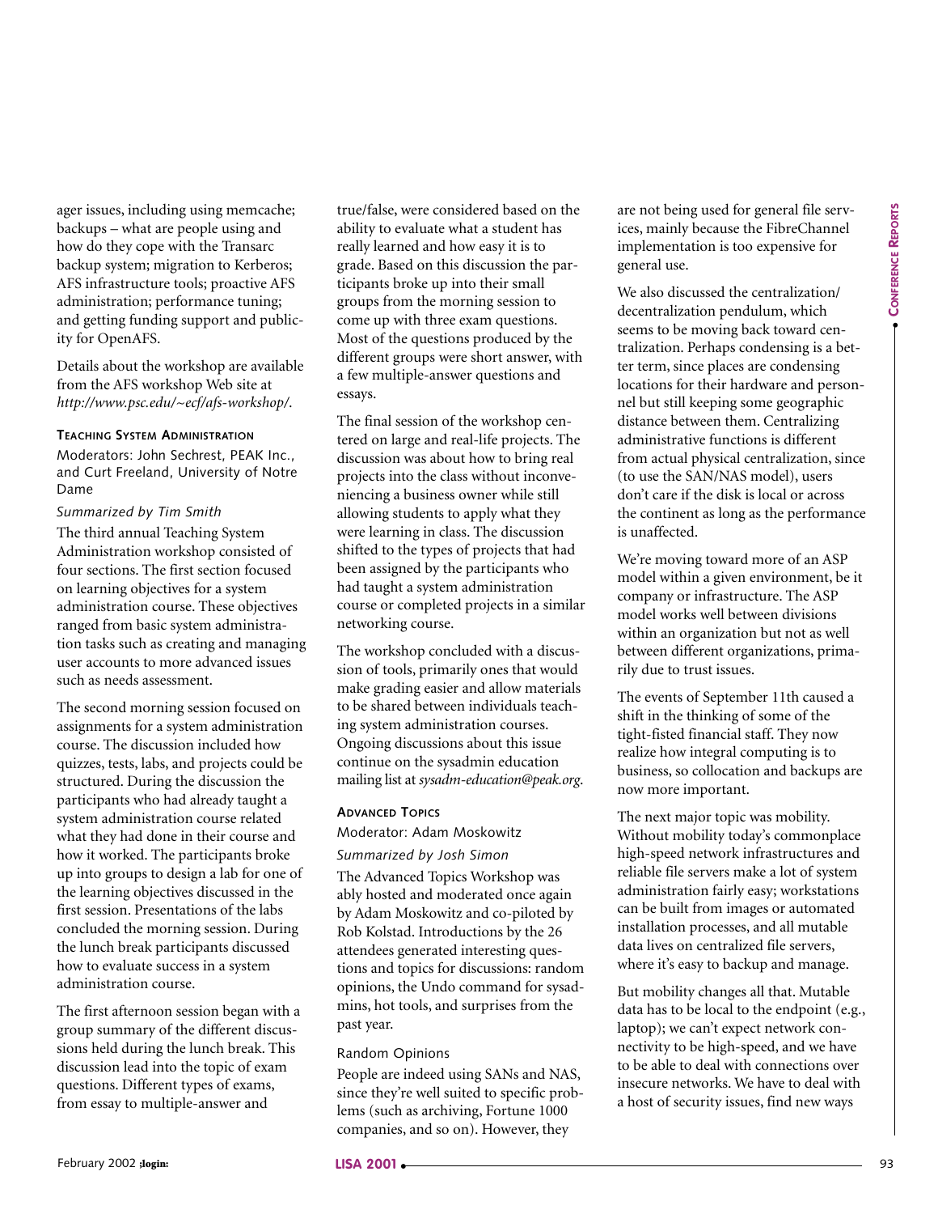ager issues, including using memcache; backups – what are people using and how do they cope with the Transarc backup system; migration to Kerberos; AFS infrastructure tools; proactive AFS administration; performance tuning; and getting funding support and publicity for OpenAFS.

Details about the workshop are available from the AFS workshop Web site at *http://www.psc.edu/~ecf/afs-workshop/*.

### Teaching System Administration

Moderators: John Sechrest, PEAK Inc., and Curt Freeland, University of Notre Dame

*Summarized by Tim Smith*

The third annual Teaching System Administration workshop consisted of four sections. The first section focused on learning objectives for a system administration course. These objectives ranged from basic system administration tasks such as creating and managing user accounts to more advanced issues such as needs assessment.

The second morning session focused on assignments for a system administration course. The discussion included how quizzes, tests, labs, and projects could be structured. During the discussion the participants who had already taught a system administration course related what they had done in their course and how it worked. The participants broke up into groups to design a lab for one of the learning objectives discussed in the first session. Presentations of the labs concluded the morning session. During the lunch break participants discussed how to evaluate success in a system administration course.

The first afternoon session began with a group summary of the different discussions held during the lunch break. This discussion lead into the topic of exam questions. Different types of exams, from essay to multiple-answer and true/false, were considered based on the ability to evaluate what a student has really learned and how easy it is to grade. Based on this discussion the participants broke up into their small groups from the morning session to come up with three exam questions. Most of the questions produced by the different groups were short answer, with a few multiple-answer questions and essays.

The final session of the workshop centered on large and real-life projects. The discussion was about how to bring real projects into the class without inconveniencing a business owner while still allowing students to apply what they were learning in class. The discussion shifted to the types of projects that had been assigned by the participants who had taught a system administration course or completed projects in a similar networking course.

The workshop concluded with a discussion of tools, primarily ones that would make grading easier and allow materials to be shared between individuals teaching system administration courses. Ongoing discussions about this issue continue on the sysadmin education mailing list at *sysadm-education@peak.org*.

### Advanced Topics

Moderator: Adam Moskowitz

*Summarized by Josh Simon*

The Advanced Topics Workshop was ably hosted and moderated once again by Adam Moskowitz and co-piloted by Rob Kolstad. Introductions by the 26 attendees generated interesting questions and topics for discussions: random opinions, the Undo command for sysadmins, hot tools, and surprises from the past year.

#### Random Opinions

People are indeed using SANs and NAS, since they're well suited to specific problems (such as archiving, Fortune 1000 companies, and so on). However, they are not being used for general file services, mainly because the FibreChannel implementation is too expensive for general use.

We also discussed the centralization/decentralization pendulum, which seems to be moving back toward centralization. Perhaps condensing is a better term, since places are condensing locations for their hardware and personnel but still keeping some geographic distance between them. Centralizing administrative functions is different from actual physical centralization, since (to use the SAN/NAS model), users don't care if the disk is local or across the continent as long as the performance is unaffected.

We're moving toward more of an ASP model within a given environment, be it company or infrastructure. The ASP model works well between divisions within an organization but not as well between different organizations, primarily due to trust issues.

The events of September 11th caused a shift in the thinking of some of the tight-fisted financial staff. They now realize how integral computing is to business, so collocation and backups are now more important.

The next major topic was mobility. Without mobility today's commonplace high-speed network infrastructures and reliable file servers make a lot of system administration fairly easy; workstations can be built from images or automated installation processes, and all mutable data lives on centralized file servers, where it's easy to backup and manage.

But mobility changes all that. Mutable data has to be local to the endpoint (e.g., laptop); we can't expect network connectivity to be high-speed, and we have to be able to deal with connections over insecure networks. We have to deal with a host of security issues, find new ways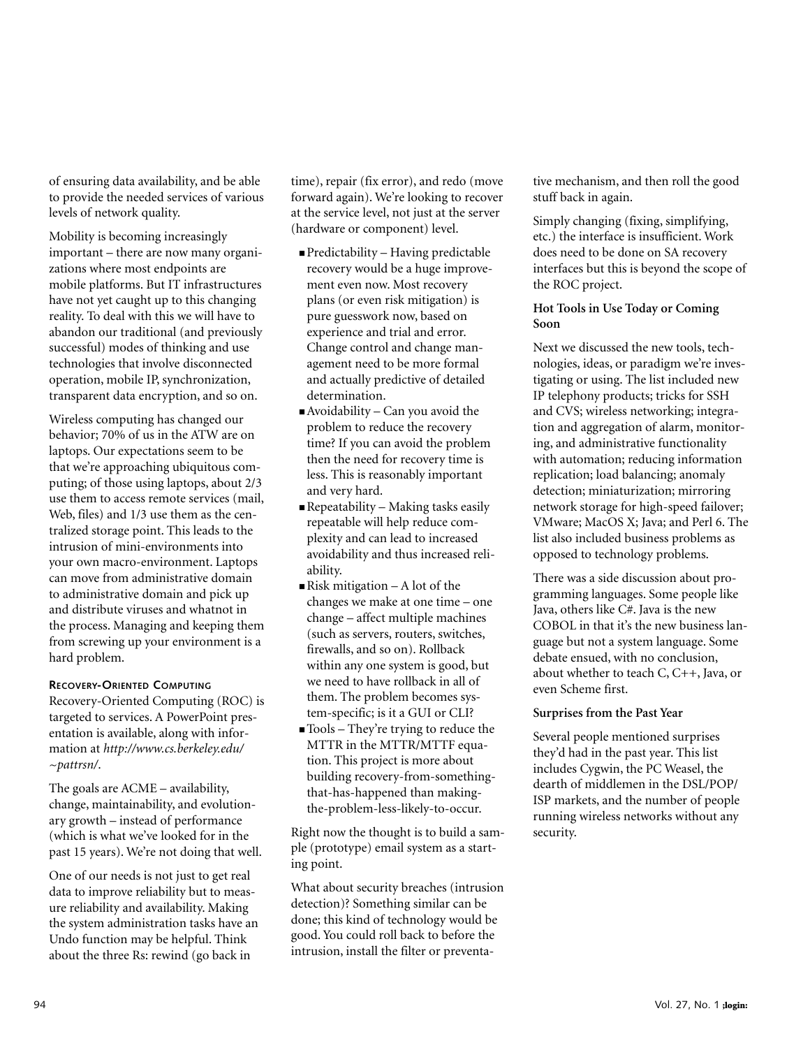of ensuring data availability, and be able to provide the needed services of various levels of network quality.

Mobility is becoming increasingly important – there are now many organizations where most endpoints are mobile platforms. But IT infrastructures have not yet caught up to this changing reality. To deal with this we will have to abandon our traditional (and previously successful) modes of thinking and use technologies that involve disconnected operation, mobile IP, synchronization, transparent data encryption, and so on.

Wireless computing has changed our behavior; 70% of us in the ATW are on laptops. Our expectations seem to be that we're approaching ubiquitous computing; of those using laptops, about 2/3 use them to access remote services (mail, Web, files) and 1/3 use them as the centralized storage point. This leads to the intrusion of mini-environments into your own macro-environment. Laptops can move from administrative domain to administrative domain and pick up and distribute viruses and whatnot in the process. Managing and keeping them from screwing up your environment is a hard problem.

### Recovery-Oriented Computing

Recovery-Oriented Computing (ROC) is targeted to services. A PowerPoint presentation is available, along with information at *http://www.cs.berkeley.edu/~pattrsn/*.

The goals are ACME – availability, change, maintainability, and evolutionary growth – instead of performance (which is what we've looked for in the past 15 years). We're not doing that well.

One of our needs is not just to get real data to improve reliability but to measure reliability and availability. Making the system administration tasks have an Undo function may be helpful. Think about the three Rs: rewind (go back in time), repair (fix error), and redo (move forward again). We're looking to recover at the service level, not just at the server (hardware or component) level.

- Predictability – Having predictable recovery would be a huge improvement even now. Most recovery plans (or even risk mitigation) is pure guesswork now, based on experience and trial and error. Change control and change management need to be more formal and actually predictive of detailed determination.
- Avoidability – Can you avoid the problem to reduce the recovery time? If you can avoid the problem then the need for recovery time is less. This is reasonably important and very hard.
- Repeatability – Making tasks easily repeatable will help reduce complexity and can lead to increased avoidability and thus increased reliability.
- Risk mitigation – A lot of the changes we make at one time – one change – affect multiple machines (such as servers, routers, switches, firewalls, and so on). Rollback within any one system is good, but we need to have rollback in all of them. The problem becomes system-specific; is it a GUI or CLI?
- Tools – They're trying to reduce the MTTR in the MTTR/MTTF equation. This project is more about building recovery-from-something-that-has-happened than making-the-problem-less-likely-to-occur.

Right now the thought is to build a sample (prototype) email system as a starting point.

What about security breaches (intrusion detection)? Something similar can be done; this kind of technology would be good. You could roll back to before the intrusion, install the filter or preventative mechanism, and then roll the good stuff back in again.

Simply changing (fixing, simplifying, etc.) the interface is insufficient. Work does need to be done on SA recovery interfaces but this is beyond the scope of the ROC project.

### Hot Tools in Use Today or Coming Soon

Next we discussed the new tools, technologies, ideas, or paradigm we're investigating or using. The list included new IP telephony products; tricks for SSH and CVS; wireless networking; integration and aggregation of alarm, monitoring, and administrative functionality with automation; reducing information replication; load balancing; anomaly detection; miniaturization; mirroring network storage for high-speed failover; VMware; MacOS X; Java; and Perl 6. The list also included business problems as opposed to technology problems.

There was a side discussion about programming languages. Some people like Java, others like C#. Java is the new COBOL in that it's the new business language but not a system language. Some debate ensued, with no conclusion, about whether to teach C, C++, Java, or even Scheme first.

### Surprises from the Past Year

Several people mentioned surprises they'd had in the past year. This list includes Cygwin, the PC Weasel, the dearth of middlemen in the DSL/POP/ISP markets, and the number of people running wireless networks without any security.